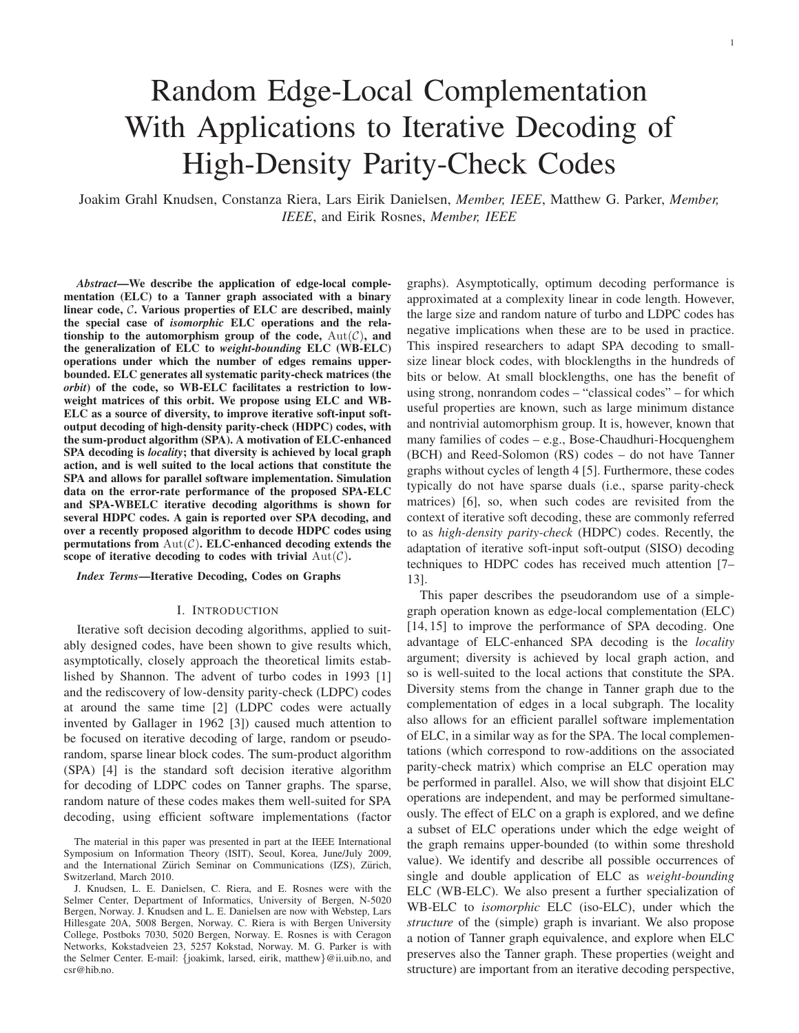# Random Edge-Local Complementation With Applications to Iterative Decoding of High-Density Parity-Check Codes

Joakim Grahl Knudsen, Constanza Riera, Lars Eirik Danielsen, *Member, IEEE*, Matthew G. Parker, *Member, IEEE*, and Eirik Rosnes, *Member, IEEE*

***Abstract*—We describe the application of edge-local complementation (ELC) to a Tanner graph associated with a binary linear code, $\mathcal{C}$. Various properties of ELC are described, mainly the special case of *isomorphic* ELC operations and the relationship to the automorphism group of the code, $\mathrm{Aut}(\mathcal{C})$, and the generalization of ELC to *weight-bounding* ELC (WB-ELC) operations under which the number of edges remains upper-bounded. ELC generates all systematic parity-check matrices (the *orbit*) of the code, so WB-ELC facilitates a restriction to low-weight matrices of this orbit. We propose using ELC and WB-ELC as a source of diversity, to improve iterative soft-input soft-output decoding of high-density parity-check (HDPC) codes, with the sum-product algorithm (SPA). A motivation of ELC-enhanced SPA decoding is *locality*; that diversity is achieved by local graph action, and is well suited to the local actions that constitute the SPA and allows for parallel software implementation. Simulation data on the error-rate performance of the proposed SPA-ELC and SPA-WBELC iterative decoding algorithms is shown for several HDPC codes. A gain is reported over SPA decoding, and over a recently proposed algorithm to decode HDPC codes using permutations from $\mathrm{Aut}(\mathcal{C})$. ELC-enhanced decoding extends the scope of iterative decoding to codes with trivial $\mathrm{Aut}(\mathcal{C})$.***

***Index Terms*—Iterative Decoding, Codes on Graphs**

## I. Introduction

Iterative soft decision decoding algorithms, applied to suitably designed codes, have been shown to give results which, asymptotically, closely approach the theoretical limits established by Shannon. The advent of turbo codes in 1993 [1] and the rediscovery of low-density parity-check (LDPC) codes at around the same time [2] (LDPC codes were actually invented by Gallager in 1962 [3]) caused much attention to be focused on iterative decoding of large, random or pseudo-random, sparse linear block codes. The sum-product algorithm (SPA) [4] is the standard soft decision iterative algorithm for decoding of LDPC codes on Tanner graphs. The sparse, random nature of these codes makes them well-suited for SPA decoding, using efficient software implementations (factor graphs). Asymptotically, optimum decoding performance is approximated at a complexity linear in code length. However, the large size and random nature of turbo and LDPC codes has negative implications when these are to be used in practice. This inspired researchers to adapt SPA decoding to small-size linear block codes, with blocklengths in the hundreds of bits or below. At small blocklengths, one has the benefit of using strong, nonrandom codes – "classical codes" – for which useful properties are known, such as large minimum distance and nontrivial automorphism group. It is, however, known that many families of codes – e.g., Bose-Chaudhuri-Hocquenghem (BCH) and Reed-Solomon (RS) codes – do not have Tanner graphs without cycles of length 4 [5]. Furthermore, these codes typically do not have sparse duals (i.e., sparse parity-check matrices) [6], so, when such codes are revisited from the context of iterative soft decoding, these are commonly referred to as *high-density parity-check* (HDPC) codes. Recently, the adaptation of iterative soft-input soft-output (SISO) decoding techniques to HDPC codes has received much attention [7–13].

This paper describes the pseudorandom use of a simple-graph operation known as edge-local complementation (ELC) [14, 15] to improve the performance of SPA decoding. One advantage of ELC-enhanced SPA decoding is the *locality* argument; diversity is achieved by local graph action, and so is well-suited to the local actions that constitute the SPA. Diversity stems from the change in Tanner graph due to the complementation of edges in a local subgraph. The locality also allows for an efficient parallel software implementation of ELC, in a similar way as for the SPA. The local complementations (which correspond to row-additions on the associated parity-check matrix) which comprise an ELC operation may be performed in parallel. Also, we will show that disjoint ELC operations are independent, and may be performed simultaneously. The effect of ELC on a graph is explored, and we define a subset of ELC operations under which the edge weight of the graph remains upper-bounded (to within some threshold value). We identify and describe all possible occurrences of single and double application of ELC as *weight-bounding* ELC (WB-ELC). We also present a further specialization of WB-ELC to *isomorphic* ELC (iso-ELC), under which the *structure* of the (simple) graph is invariant. We also propose a notion of Tanner graph equivalence, and explore when ELC preserves also the Tanner graph. These properties (weight and structure) are important from an iterative decoding perspective,

The material in this paper was presented in part at the IEEE International Symposium on Information Theory (ISIT), Seoul, Korea, June/July 2009, and the International Zürich Seminar on Communications (IZS), Zürich, Switzerland, March 2010.

J. Knudsen, L. E. Danielsen, C. Riera, and E. Rosnes were with the Selmer Center, Department of Informatics, University of Bergen, N-5020 Bergen, Norway. J. Knudsen and L. E. Danielsen are now with Webstep, Lars Hillesgate 20A, 5008 Bergen, Norway. C. Riera is with Bergen University College, Postboks 7030, 5020 Bergen, Norway. E. Rosnes is with Ceragon Networks, Kokstadveien 23, 5257 Kokstad, Norway. M. G. Parker is with the Selmer Center. E-mail: {joakimk, larsed, eirik, matthew}@ii.uib.no, and csr@hib.no.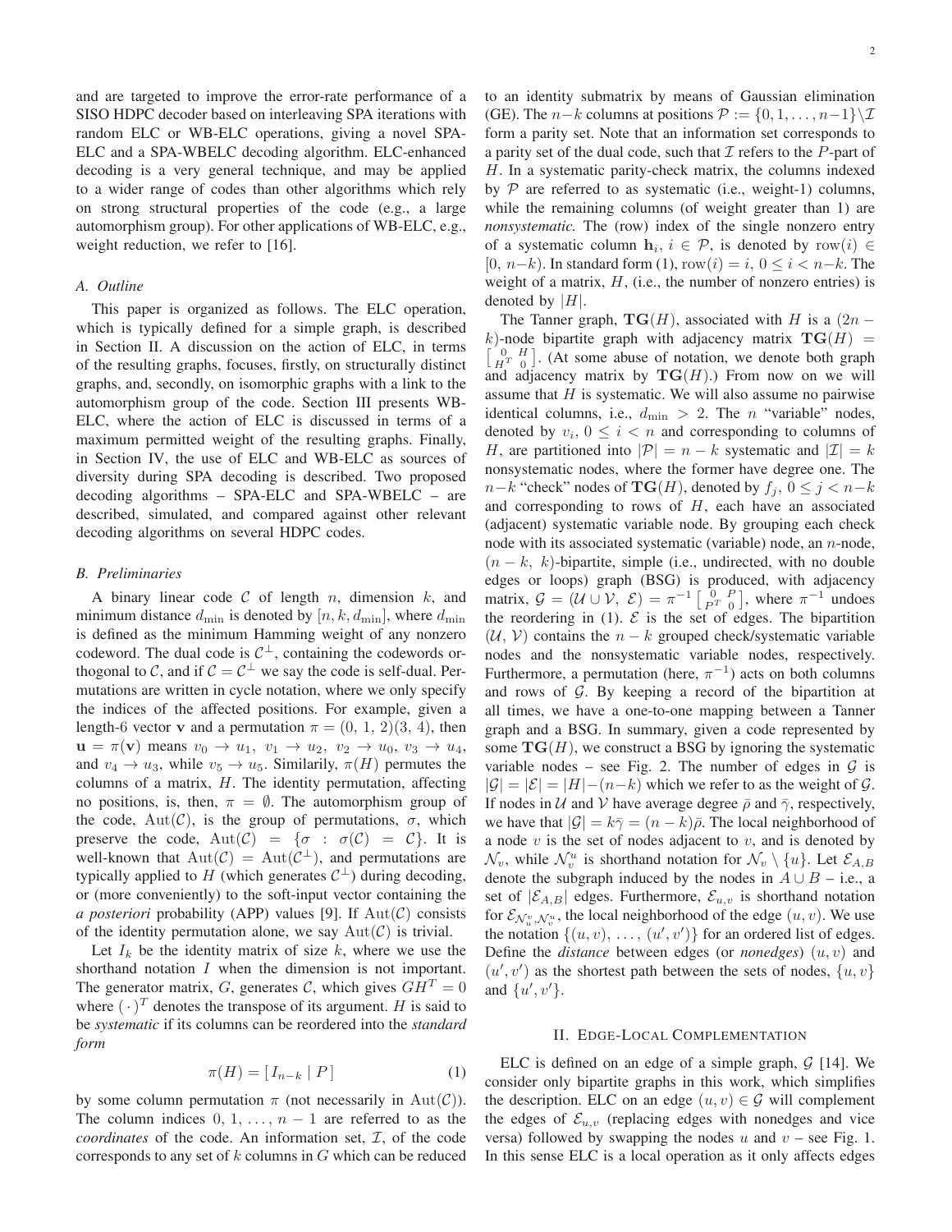and are targeted to improve the error-rate performance of a SISO HDPC decoder based on interleaving SPA iterations with random ELC or WB-ELC operations, giving a novel SPA-ELC and a SPA-WBELC decoding algorithm. ELC-enhanced decoding is a very general technique, and may be applied to a wider range of codes than other algorithms which rely on strong structural properties of the code (e.g., a large automorphism group). For other applications of WB-ELC, e.g., weight reduction, we refer to [16].

### A. Outline

This paper is organized as follows. The ELC operation, which is typically defined for a simple graph, is described in Section II. A discussion on the action of ELC, in terms of the resulting graphs, focuses, firstly, on structurally distinct graphs, and, secondly, on isomorphic graphs with a link to the automorphism group of the code. Section III presents WB-ELC, where the action of ELC is discussed in terms of a maximum permitted weight of the resulting graphs. Finally, in Section IV, the use of ELC and WB-ELC as sources of diversity during SPA decoding is described. Two proposed decoding algorithms – SPA-ELC and SPA-WBELC – are described, simulated, and compared against other relevant decoding algorithms on several HDPC codes.

### B. Preliminaries

A binary linear code $\mathcal{C}$ of length $n$, dimension $k$, and minimum distance $d_{\min}$ is denoted by $[n, k, d_{\min}]$, where $d_{\min}$ is defined as the minimum Hamming weight of any nonzero codeword. The dual code is $\mathcal{C}^{\perp}$, containing the codewords orthogonal to $\mathcal{C}$, and if $\mathcal{C} = \mathcal{C}^{\perp}$ we say the code is self-dual. Permutations are written in cycle notation, where we only specify the indices of the affected positions. For example, given a length-6 vector $\mathbf{v}$ and a permutation $\pi = (0,\, 1,\, 2)(3,\, 4)$, then $\mathbf{u} = \pi(\mathbf{v})$ means $v_0 \to u_1,\ v_1 \to u_2,\ v_2 \to u_0,\ v_3 \to u_4$, and $v_4 \to u_3$, while $v_5 \to u_5$. Similarly, $\pi(H)$ permutes the columns of a matrix, $H$. The identity permutation, affecting no positions, is, then, $\pi = \emptyset$. The automorphism group of the code, $\mathrm{Aut}(\mathcal{C})$, is the group of permutations, $\sigma$, which preserve the code, $\mathrm{Aut}(\mathcal{C}) = \{\sigma : \sigma(\mathcal{C}) = \mathcal{C}\}$. It is well-known that $\mathrm{Aut}(\mathcal{C}) = \mathrm{Aut}(\mathcal{C}^{\perp})$, and permutations are typically applied to $H$ (which generates $\mathcal{C}^{\perp}$) during decoding, or (more conveniently) to the soft-input vector containing the *a posteriori* probability (APP) values [9]. If $\mathrm{Aut}(\mathcal{C})$ consists of the identity permutation alone, we say $\mathrm{Aut}(\mathcal{C})$ is trivial.

Let $I_k$ be the identity matrix of size $k$, where we use the shorthand notation $I$ when the dimension is not important. The generator matrix, $G$, generates $\mathcal{C}$, which gives $GH^T = 0$ where $(\cdot)^T$ denotes the transpose of its argument. $H$ is said to be *systematic* if its columns can be reordered into the *standard form*

$$\pi(H) = [\, I_{n-k} \mid P \,] \tag{1}$$

by some column permutation $\pi$ (not necessarily in $\mathrm{Aut}(\mathcal{C})$). The column indices $0, 1, \ldots, n-1$ are referred to as the *coordinates* of the code. An information set, $\mathcal{I}$, of the code corresponds to any set of $k$ columns in $G$ which can be reduced to an identity submatrix by means of Gaussian elimination (GE). The $n-k$ columns at positions $\mathcal{P} := \{0, 1, \ldots, n-1\} \setminus \mathcal{I}$ form a parity set. Note that an information set corresponds to a parity set of the dual code, such that $\mathcal{I}$ refers to the $P$-part of $H$. In a systematic parity-check matrix, the columns indexed by $\mathcal{P}$ are referred to as systematic (i.e., weight-1) columns, while the remaining columns (of weight greater than 1) are *nonsystematic*. The (row) index of the single nonzero entry of a systematic column $\mathbf{h}_i$, $i \in \mathcal{P}$, is denoted by $\mathrm{row}(i) \in [0,\, n-k)$. In standard form (1), $\mathrm{row}(i) = i$, $0 \le i < n-k$. The weight of a matrix, $H$, (i.e., the number of nonzero entries) is denoted by $|H|$.

The Tanner graph, $\mathbf{TG}(H)$, associated with $H$ is a $(2n-k)$-node bipartite graph with adjacency matrix $\mathbf{TG}(H) = \left[\begin{smallmatrix} 0 & H \\ H^T & 0 \end{smallmatrix}\right]$. (At some abuse of notation, we denote both graph and adjacency matrix by $\mathbf{TG}(H)$.) From now on we will assume that $H$ is systematic. We will also assume no pairwise identical columns, i.e., $d_{\min} > 2$. The $n$ "variable" nodes, denoted by $v_i$, $0 \le i < n$ and corresponding to columns of $H$, are partitioned into $|\mathcal{P}| = n-k$ systematic and $|\mathcal{I}| = k$ nonsystematic nodes, where the former have degree one. The $n-k$ "check" nodes of $\mathbf{TG}(H)$, denoted by $f_j$, $0 \le j < n-k$ and corresponding to rows of $H$, each have an associated (adjacent) systematic variable node. By grouping each check node with its associated systematic (variable) node, an $n$-node, $(n-k,\ k)$-bipartite, simple (i.e., undirected, with no double edges or loops) graph (BSG) is produced, with adjacency matrix, $\mathcal{G} = (\mathcal{U} \cup \mathcal{V},\ \mathcal{E}) = \pi^{-1} \left[\begin{smallmatrix} 0 & P \\ P^T & 0 \end{smallmatrix}\right]$, where $\pi^{-1}$ undoes the reordering in (1). $\mathcal{E}$ is the set of edges. The bipartition $(\mathcal{U},\, \mathcal{V})$ contains the $n-k$ grouped check/systematic variable nodes and the nonsystematic variable nodes, respectively. Furthermore, a permutation (here, $\pi^{-1}$) acts on both columns and rows of $\mathcal{G}$. By keeping a record of the bipartition at all times, we have a one-to-one mapping between a Tanner graph and a BSG. In summary, given a code represented by some $\mathbf{TG}(H)$, we construct a BSG by ignoring the systematic variable nodes – see Fig. 2. The number of edges in $\mathcal{G}$ is $|\mathcal{G}| = |\mathcal{E}| = |H| - (n-k)$ which we refer to as the weight of $\mathcal{G}$. If nodes in $\mathcal{U}$ and $\mathcal{V}$ have average degree $\bar{\rho}$ and $\bar{\gamma}$, respectively, we have that $|\mathcal{G}| = k\bar{\gamma} = (n-k)\bar{\rho}$. The local neighborhood of a node $v$ is the set of nodes adjacent to $v$, and is denoted by $\mathcal{N}_v$, while $\mathcal{N}_v^u$ is shorthand notation for $\mathcal{N}_v \setminus \{u\}$. Let $\mathcal{E}_{A,B}$ denote the subgraph induced by the nodes in $A \cup B$ – i.e., a set of $|\mathcal{E}_{A,B}|$ edges. Furthermore, $\mathcal{E}_{u,v}$ is shorthand notation for $\mathcal{E}_{\mathcal{N}_u^v, \mathcal{N}_v^u}$, the local neighborhood of the edge $(u, v)$. We use the notation $\{(u, v),\ \ldots,\ (u', v')\}$ for an ordered list of edges. Define the *distance* between edges (or *nonedges*) $(u, v)$ and $(u', v')$ as the shortest path between the sets of nodes, $\{u, v\}$ and $\{u', v'\}$.

## II. Edge-Local Complementation

ELC is defined on an edge of a simple graph, $\mathcal{G}$ [14]. We consider only bipartite graphs in this work, which simplifies the description. ELC on an edge $(u, v) \in \mathcal{G}$ will complement the edges of $\mathcal{E}_{u,v}$ (replacing edges with nonedges and vice versa) followed by swapping the nodes $u$ and $v$ – see Fig. 1. In this sense ELC is a local operation as it only affects edges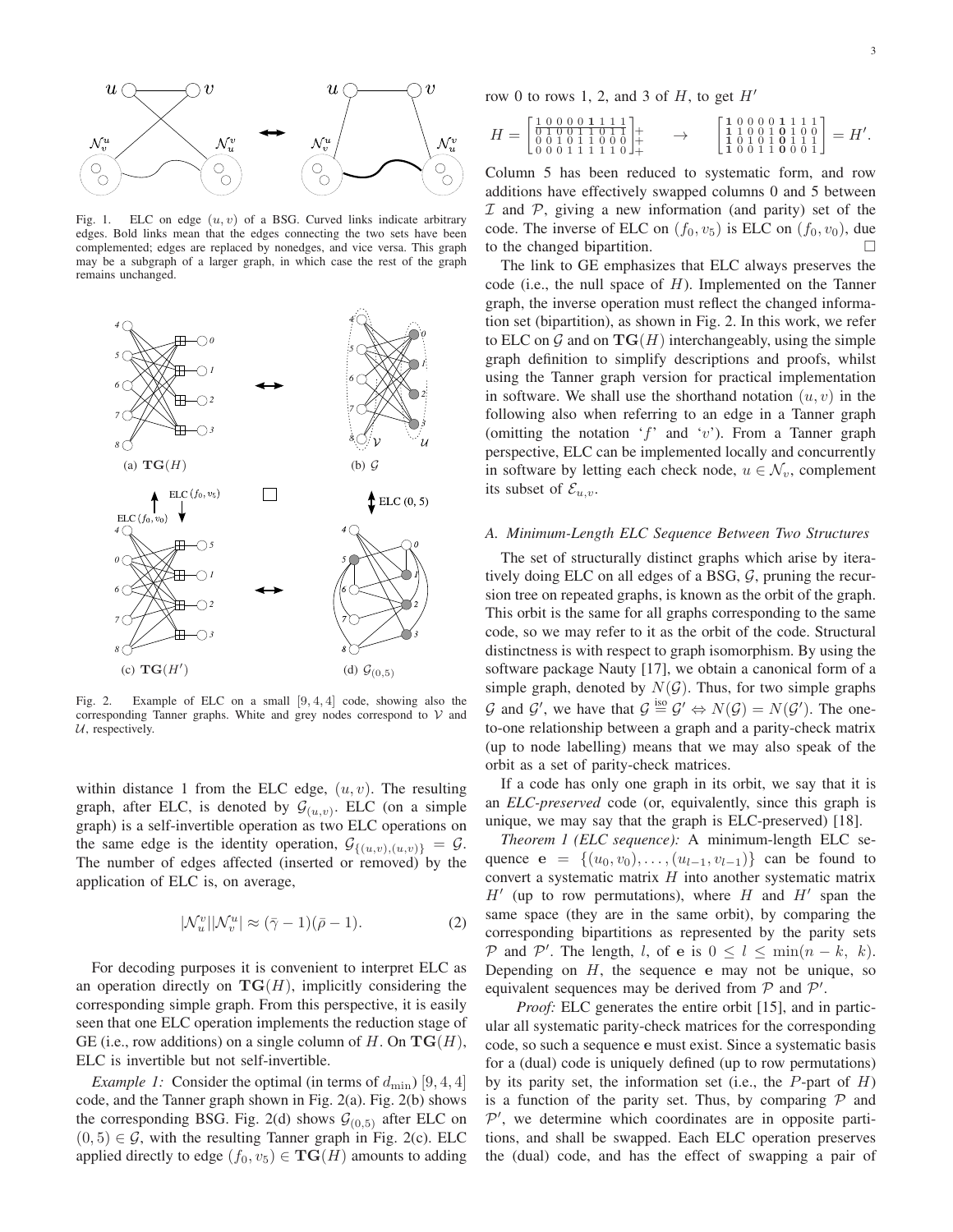Fig. 1. ELC on edge $(u, v)$ of a BSG. Curved links indicate arbitrary edges. Bold links mean that the edges connecting the two sets have been complemented; edges are replaced by nonedges, and vice versa. This graph may be a subgraph of a larger graph, in which case the rest of the graph remains unchanged.

Fig. 2. Example of ELC on a small $[9, 4, 4]$ code, showing also the corresponding Tanner graphs. White and grey nodes correspond to $\mathcal{V}$ and $\mathcal{U}$, respectively.

within distance 1 from the ELC edge, $(u, v)$. The resulting graph, after ELC, is denoted by $\mathcal{G}_{(u,v)}$. ELC (on a simple graph) is a self-invertible operation as two ELC operations on the same edge is the identity operation, $\mathcal{G}_{\{(u,v),(u,v)\}} = \mathcal{G}$. The number of edges affected (inserted or removed) by the application of ELC is, on average,

$$|\mathcal{N}_u^v||\mathcal{N}_v^u| \approx (\bar{\gamma} - 1)(\bar{\rho} - 1). \tag{2}$$

For decoding purposes it is convenient to interpret ELC as an operation directly on $\mathbf{TG}(H)$, implicitly considering the corresponding simple graph. From this perspective, it is easily seen that one ELC operation implements the reduction stage of GE (i.e., row additions) on a single column of $H$. On $\mathbf{TG}(H)$, ELC is invertible but not self-invertible.

*Example 1:* Consider the optimal (in terms of $d_{\min}$) $[9, 4, 4]$ code, and the Tanner graph shown in Fig. 2(a). Fig. 2(b) shows the corresponding BSG. Fig. 2(d) shows $\mathcal{G}_{(0,5)}$ after ELC on $(0, 5) \in \mathcal{G}$, with the resulting Tanner graph in Fig. 2(c). ELC applied directly to edge $(f_0, v_5) \in \mathbf{TG}(H)$ amounts to adding row 0 to rows 1, 2, and 3 of $H$, to get $H'$

$$H = \begin{bmatrix} 1&0&0&0&0&\mathbf{1}&1&1&1 \\ 0&1&0&0&1&1&0&1&1 \\ 0&0&1&0&1&1&0&0&0 \\ 0&0&0&1&1&1&1&1&0 \end{bmatrix}\begin{matrix} \\ + \\ + \\ + \end{matrix} \quad \rightarrow \quad \begin{bmatrix} \mathbf{1}&0&0&0&0&\mathbf{1}&1&1&1 \\ \mathbf{1}&1&0&0&1&\mathbf{0}&1&0&0 \\ \mathbf{1}&0&1&0&1&\mathbf{0}&1&1&1 \\ \mathbf{1}&0&0&1&1&\mathbf{0}&0&0&1 \end{bmatrix} = H'.$$

Column 5 has been reduced to systematic form, and row additions have effectively swapped columns 0 and 5 between $\mathcal{I}$ and $\mathcal{P}$, giving a new information (and parity) set of the code. The inverse of ELC on $(f_0, v_5)$ is ELC on $(f_0, v_0)$, due to the changed bipartition. □

The link to GE emphasizes that ELC always preserves the code (i.e., the null space of $H$). Implemented on the Tanner graph, the inverse operation must reflect the changed information set (bipartition), as shown in Fig. 2. In this work, we refer to ELC on $\mathcal{G}$ and on $\mathbf{TG}(H)$ interchangeably, using the simple graph definition to simplify descriptions and proofs, whilst using the Tanner graph version for practical implementation in software. We shall use the shorthand notation $(u, v)$ in the following also when referring to an edge in a Tanner graph (omitting the notation '$f$' and '$v$'). From a Tanner graph perspective, ELC can be implemented locally and concurrently in software by letting each check node, $u \in \mathcal{N}_v$, complement its subset of $\mathcal{E}_{u,v}$.

### A. Minimum-Length ELC Sequence Between Two Structures

The set of structurally distinct graphs which arise by iteratively doing ELC on all edges of a BSG, $\mathcal{G}$, pruning the recursion tree on repeated graphs, is known as the orbit of the graph. This orbit is the same for all graphs corresponding to the same code, so we may refer to it as the orbit of the code. Structural distinctness is with respect to graph isomorphism. By using the software package Nauty [17], we obtain a canonical form of a simple graph, denoted by $N(\mathcal{G})$. Thus, for two simple graphs $\mathcal{G}$ and $\mathcal{G}'$, we have that $\mathcal{G} \overset{\text{iso}}{=} \mathcal{G}' \Leftrightarrow N(\mathcal{G}) = N(\mathcal{G}')$. The one-to-one relationship between a graph and a parity-check matrix (up to node labelling) means that we may also speak of the orbit as a set of parity-check matrices.

If a code has only one graph in its orbit, we say that it is an *ELC-preserved* code (or, equivalently, since this graph is unique, we may say that the graph is ELC-preserved) [18].

*Theorem 1 (ELC sequence):* A minimum-length ELC sequence $\mathbf{e} = \{(u_0, v_0), \ldots, (u_{l-1}, v_{l-1})\}$ can be found to convert a systematic matrix $H$ into another systematic matrix $H'$ (up to row permutations), where $H$ and $H'$ span the same space (they are in the same orbit), by comparing the corresponding bipartitions as represented by the parity sets $\mathcal{P}$ and $\mathcal{P}'$. The length, $l$, of $\mathbf{e}$ is $0 \le l \le \min(n - k,\ k)$. Depending on $H$, the sequence $\mathbf{e}$ may not be unique, so equivalent sequences may be derived from $\mathcal{P}$ and $\mathcal{P}'$.

*Proof:* ELC generates the entire orbit [15], and in particular all systematic parity-check matrices for the corresponding code, so such a sequence $\mathbf{e}$ must exist. Since a systematic basis for a (dual) code is uniquely defined (up to row permutations) by its parity set, the information set (i.e., the $P$-part of $H$) is a function of the parity set. Thus, by comparing $\mathcal{P}$ and $\mathcal{P}'$, we determine which coordinates are in opposite partitions, and shall be swapped. Each ELC operation preserves the (dual) code, and has the effect of swapping a pair of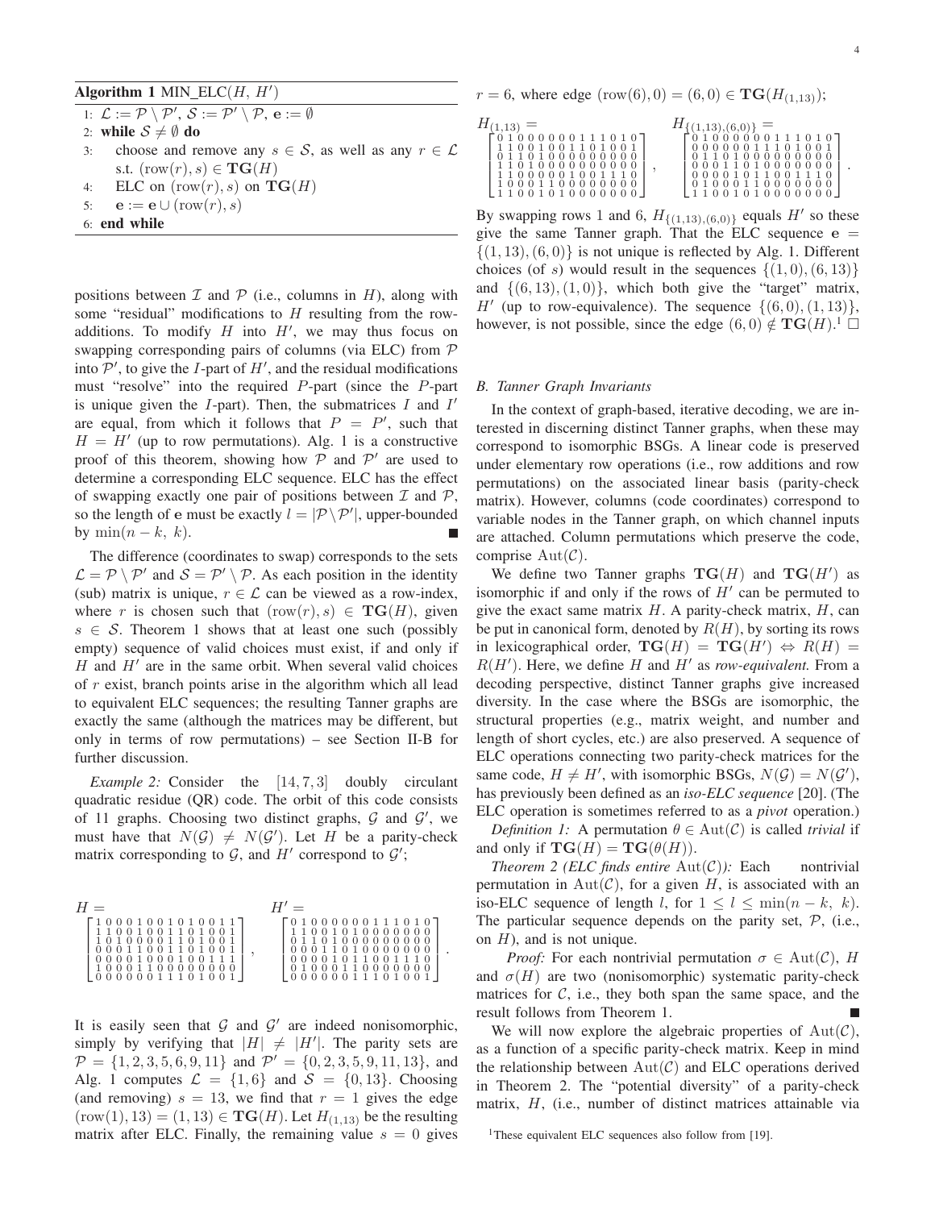**Algorithm 1** MIN_ELC($H$, $H'$)

1: $\mathcal{L} := \mathcal{P} \setminus \mathcal{P}'$, $\mathcal{S} := \mathcal{P}' \setminus \mathcal{P}$, $\mathbf{e} := \emptyset$
2: **while** $\mathcal{S} \neq \emptyset$ **do**
3: choose and remove any $s \in \mathcal{S}$, as well as any $r \in \mathcal{L}$ s.t. $(\text{row}(r), s) \in \mathbf{TG}(H)$
4: ELC on $(\text{row}(r), s)$ on $\mathbf{TG}(H)$
5: $\mathbf{e} := \mathbf{e} \cup (\text{row}(r), s)$
6: **end while**

positions between $\mathcal{I}$ and $\mathcal{P}$ (i.e., columns in $H$), along with some "residual" modifications to $H$ resulting from the row-additions. To modify $H$ into $H'$, we may thus focus on swapping corresponding pairs of columns (via ELC) from $\mathcal{P}$ into $\mathcal{P}'$, to give the $I$-part of $H'$, and the residual modifications must "resolve" into the required $P$-part (since the $P$-part is unique given the $I$-part). Then, the submatrices $I$ and $I'$ are equal, from which it follows that $P = P'$, such that $H = H'$ (up to row permutations). Alg. 1 is a constructive proof of this theorem, showing how $\mathcal{P}$ and $\mathcal{P}'$ are used to determine a corresponding ELC sequence. ELC has the effect of swapping exactly one pair of positions between $\mathcal{I}$ and $\mathcal{P}$, so the length of $\mathbf{e}$ must be exactly $l = |\mathcal{P} \setminus \mathcal{P}'|$, upper-bounded by $\min(n-k,\ k)$. ■

The difference (coordinates to swap) corresponds to the sets $\mathcal{L} = \mathcal{P} \setminus \mathcal{P}'$ and $\mathcal{S} = \mathcal{P}' \setminus \mathcal{P}$. As each position in the identity (sub) matrix is unique, $r \in \mathcal{L}$ can be viewed as a row-index, where $r$ is chosen such that $(\text{row}(r), s) \in \mathbf{TG}(H)$, given $s \in \mathcal{S}$. Theorem 1 shows that at least one such (possibly empty) sequence of valid choices must exist, if and only if $H$ and $H'$ are in the same orbit. When several valid choices of $r$ exist, branch points arise in the algorithm which all lead to equivalent ELC sequences; the resulting Tanner graphs are exactly the same (although the matrices may be different, but only in terms of row permutations) – see Section II-B for further discussion.

*Example 2:* Consider the $[14, 7, 3]$ doubly circulant quadratic residue (QR) code. The orbit of this code consists of 11 graphs. Choosing two distinct graphs, $\mathcal{G}$ and $\mathcal{G}'$, we must have that $N(\mathcal{G}) \neq N(\mathcal{G}')$. Let $H$ be a parity-check matrix corresponding to $\mathcal{G}$, and $H'$ correspond to $\mathcal{G}'$;

$$H = \begin{bmatrix} 1&0&0&0&1&0&0&1&0&1&0&0&1&1 \\ 1&1&0&0&1&0&0&1&1&0&1&0&0&1 \\ 1&0&1&0&0&0&0&1&1&0&1&0&0&1 \\ 0&0&0&1&1&0&0&1&1&0&1&0&0&1 \\ 0&0&0&0&1&0&0&0&1&0&0&1&1&1 \\ 1&0&0&0&1&1&0&0&0&0&0&0&0&0 \\ 0&0&0&0&0&0&1&1&1&0&1&0&0&1 \end{bmatrix}, \quad H' = \begin{bmatrix} 0&1&0&0&0&0&0&0&1&1&1&0&1&0 \\ 1&1&0&0&1&0&1&0&0&0&0&0&0&0 \\ 0&1&1&0&1&0&0&0&0&0&0&0&0&0 \\ 0&0&0&1&1&0&1&0&0&0&0&0&0&0 \\ 0&0&0&0&1&0&1&1&0&0&1&1&1&0 \\ 0&1&0&0&0&1&1&0&0&0&0&0&0&0 \\ 0&0&0&0&0&0&1&1&1&0&1&0&0&1 \end{bmatrix}.$$

It is easily seen that $\mathcal{G}$ and $\mathcal{G}'$ are indeed nonisomorphic, simply by verifying that $|H| \neq |H'|$. The parity sets are $\mathcal{P} = \{1, 2, 3, 5, 6, 9, 11\}$ and $\mathcal{P}' = \{0, 2, 3, 5, 9, 11, 13\}$, and Alg. 1 computes $\mathcal{L} = \{1, 6\}$ and $\mathcal{S} = \{0, 13\}$. Choosing (and removing) $s = 13$, we find that $r = 1$ gives the edge $(\text{row}(1), 13) = (1, 13) \in \mathbf{TG}(H)$. Let $H_{(1,13)}$ be the resulting matrix after ELC. Finally, the remaining value $s = 0$ gives $r = 6$, where edge $(\text{row}(6), 0) = (6, 0) \in \mathbf{TG}(H_{(1,13)})$;

$$H_{(1,13)} = \begin{bmatrix} 0&1&0&0&0&0&0&0&1&1&1&0&1&0 \\ 1&1&0&0&1&0&0&1&1&0&1&0&0&1 \\ 0&1&1&0&1&0&0&0&0&0&0&0&0&0 \\ 1&1&0&1&0&0&0&0&0&0&0&0&0&0 \\ 1&1&0&0&0&0&0&1&0&0&1&1&1&0 \\ 1&0&0&0&1&1&0&0&0&0&0&0&0&0 \\ 1&1&0&0&1&0&1&0&0&0&0&0&0&0 \end{bmatrix}, \quad H_{\{(1,13),(6,0)\}} = \begin{bmatrix} 0&1&0&0&0&0&0&0&1&1&1&0&1&0 \\ 0&0&0&0&0&0&1&1&1&0&1&0&0&1 \\ 0&1&1&0&1&0&0&0&0&0&0&0&0&0 \\ 0&0&0&1&1&0&1&0&0&0&0&0&0&0 \\ 0&0&0&0&1&0&1&1&0&0&1&1&1&0 \\ 0&1&0&0&0&1&1&0&0&0&0&0&0&0 \\ 1&1&0&0&1&0&1&0&0&0&0&0&0&0 \end{bmatrix}.$$

By swapping rows 1 and 6, $H_{\{(1,13),(6,0)\}}$ equals $H'$ so these give the same Tanner graph. That the ELC sequence $\mathbf{e} = \{(1, 13), (6, 0)\}$ is not unique is reflected by Alg. 1. Different choices (of $s$) would result in the sequences $\{(1, 0), (6, 13)\}$ and $\{(6, 13), (1, 0)\}$, which both give the "target" matrix, $H'$ (up to row-equivalence). The sequence $\{(6, 0), (1, 13)\}$, however, is not possible, since the edge $(6, 0) \notin \mathbf{TG}(H)$.[1] □

### B. Tanner Graph Invariants

In the context of graph-based, iterative decoding, we are interested in discerning distinct Tanner graphs, when these may correspond to isomorphic BSGs. A linear code is preserved under elementary row operations (i.e., row additions and row permutations) on the associated linear basis (parity-check matrix). However, columns (code coordinates) correspond to variable nodes in the Tanner graph, on which channel inputs are attached. Column permutations which preserve the code, comprise $\text{Aut}(\mathcal{C})$.

We define two Tanner graphs $\mathbf{TG}(H)$ and $\mathbf{TG}(H')$ as isomorphic if and only if the rows of $H'$ can be permuted to give the exact same matrix $H$. A parity-check matrix, $H$, can be put in canonical form, denoted by $R(H)$, by sorting its rows in lexicographical order, $\mathbf{TG}(H) = \mathbf{TG}(H') \Leftrightarrow R(H) = R(H')$. Here, we define $H$ and $H'$ as *row-equivalent.* From a decoding perspective, distinct Tanner graphs give increased diversity. In the case where the BSGs are isomorphic, the structural properties (e.g., matrix weight, and number and length of short cycles, etc.) are also preserved. A sequence of ELC operations connecting two parity-check matrices for the same code, $H \neq H'$, with isomorphic BSGs, $N(\mathcal{G}) = N(\mathcal{G}')$, has previously been defined as an *iso-ELC sequence* [20]. (The ELC operation is sometimes referred to as a *pivot* operation.)

*Definition 1:* A permutation $\theta \in \text{Aut}(\mathcal{C})$ is called *trivial* if and only if $\mathbf{TG}(H) = \mathbf{TG}(\theta(H))$.

*Theorem 2 (ELC finds entire* $\text{Aut}(\mathcal{C})$*):* Each nontrivial permutation in $\text{Aut}(\mathcal{C})$, for a given $H$, is associated with an iso-ELC sequence of length $l$, for $1 \leq l \leq \min(n-k,\ k)$. The particular sequence depends on the parity set, $\mathcal{P}$, (i.e., on $H$), and is not unique.

*Proof:* For each nontrivial permutation $\sigma \in \text{Aut}(\mathcal{C})$, $H$ and $\sigma(H)$ are two (nonisomorphic) systematic parity-check matrices for $\mathcal{C}$, i.e., they both span the same space, and the result follows from Theorem 1. ■

We will now explore the algebraic properties of $\text{Aut}(\mathcal{C})$, as a function of a specific parity-check matrix. Keep in mind the relationship between $\text{Aut}(\mathcal{C})$ and ELC operations derived in Theorem 2. The "potential diversity" of a parity-check matrix, $H$, (i.e., number of distinct matrices attainable via

[1] These equivalent ELC sequences also follow from [19].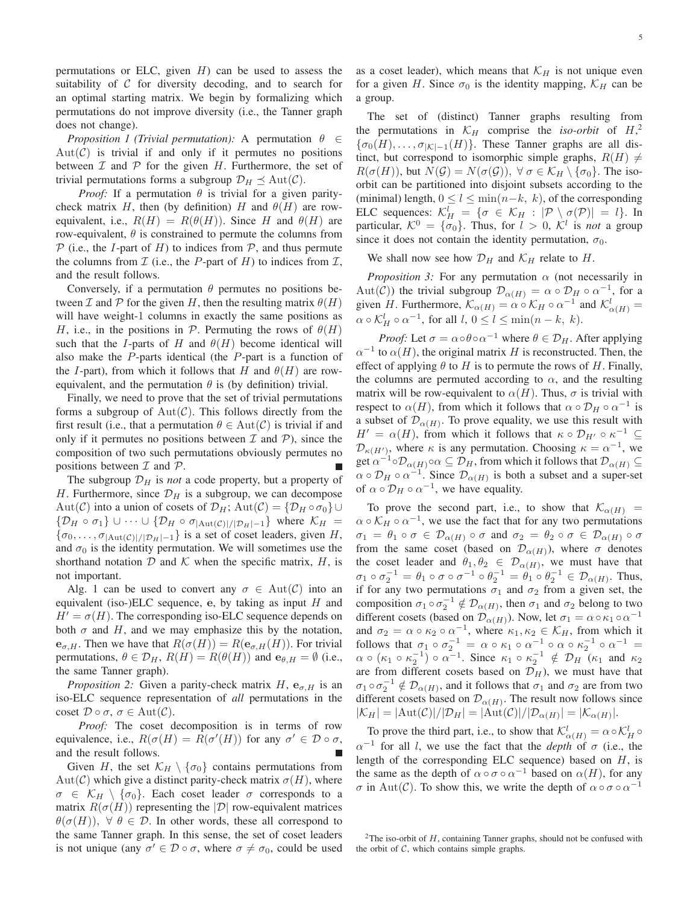permutations or ELC, given $H$) can be used to assess the suitability of $\mathcal{C}$ for diversity decoding, and to search for an optimal starting matrix. We begin by formalizing which permutations do not improve diversity (i.e., the Tanner graph does not change).

*Proposition 1 (Trivial permutation):* A permutation $\theta \in \mathrm{Aut}(\mathcal{C})$ is trivial if and only if it permutes no positions between $\mathcal{I}$ and $\mathcal{P}$ for the given $H$. Furthermore, the set of trivial permutations forms a subgroup $\mathcal{D}_H \preceq \mathrm{Aut}(\mathcal{C})$.

*Proof:* If a permutation $\theta$ is trivial for a given parity-check matrix $H$, then (by definition) $H$ and $\theta(H)$ are row-equivalent, i.e., $R(H) = R(\theta(H))$. Since $H$ and $\theta(H)$ are row-equivalent, $\theta$ is constrained to permute the columns from $\mathcal{P}$ (i.e., the $I$-part of $H$) to indices from $\mathcal{P}$, and thus permute the columns from $\mathcal{I}$ (i.e., the $P$-part of $H$) to indices from $\mathcal{I}$, and the result follows.

Conversely, if a permutation $\theta$ permutes no positions between $\mathcal{I}$ and $\mathcal{P}$ for the given $H$, then the resulting matrix $\theta(H)$ will have weight-1 columns in exactly the same positions as $H$, i.e., in the positions in $\mathcal{P}$. Permuting the rows of $\theta(H)$ such that the $I$-parts of $H$ and $\theta(H)$ become identical will also make the $P$-parts identical (the $P$-part is a function of the $I$-part), from which it follows that $H$ and $\theta(H)$ are row-equivalent, and the permutation $\theta$ is (by definition) trivial.

Finally, we need to prove that the set of trivial permutations forms a subgroup of $\mathrm{Aut}(\mathcal{C})$. This follows directly from the first result (i.e., that a permutation $\theta \in \mathrm{Aut}(\mathcal{C})$ is trivial if and only if it permutes no positions between $\mathcal{I}$ and $\mathcal{P}$), since the composition of two such permutations obviously permutes no positions between $\mathcal{I}$ and $\mathcal{P}$. ■

The subgroup $\mathcal{D}_H$ is *not* a code property, but a property of $H$. Furthermore, since $\mathcal{D}_H$ is a subgroup, we can decompose $\mathrm{Aut}(\mathcal{C})$ into a union of cosets of $\mathcal{D}_H$; $\mathrm{Aut}(\mathcal{C}) = \{\mathcal{D}_H \circ \sigma_0\} \cup \{\mathcal{D}_H \circ \sigma_1\} \cup \cdots \cup \{\mathcal{D}_H \circ \sigma_{|\mathrm{Aut}(\mathcal{C})|/|\mathcal{D}_H|-1}\}$ where $\mathcal{K}_H = \{\sigma_0, \ldots, \sigma_{|\mathrm{Aut}(\mathcal{C})|/|\mathcal{D}_H|-1}\}$ is a set of coset leaders, given $H$, and $\sigma_0$ is the identity permutation. We will sometimes use the shorthand notation $\mathcal{D}$ and $\mathcal{K}$ when the specific matrix, $H$, is not important.

Alg. 1 can be used to convert any $\sigma \in \mathrm{Aut}(\mathcal{C})$ into an equivalent (iso-)ELC sequence, $\mathbf{e}$, by taking as input $H$ and $H' = \sigma(H)$. The corresponding iso-ELC sequence depends on both $\sigma$ and $H$, and we may emphasize this by the notation, $\mathbf{e}_{\sigma,H}$. Then we have that $R(\sigma(H)) = R(\mathbf{e}_{\sigma,H}(H))$. For trivial permutations, $\theta \in \mathcal{D}_H$, $R(H) = R(\theta(H))$ and $\mathbf{e}_{\theta,H} = \emptyset$ (i.e., the same Tanner graph).

*Proposition 2:* Given a parity-check matrix $H$, $\mathbf{e}_{\sigma,H}$ is an iso-ELC sequence representation of *all* permutations in the coset $\mathcal{D} \circ \sigma$, $\sigma \in \mathrm{Aut}(\mathcal{C})$.

*Proof:* The coset decomposition is in terms of row equivalence, i.e., $R(\sigma(H) = R(\sigma'(H))$ for any $\sigma' \in \mathcal{D} \circ \sigma$, and the result follows. ■

Given $H$, the set $\mathcal{K}_H \setminus \{\sigma_0\}$ contains permutations from $\mathrm{Aut}(\mathcal{C})$ which give a distinct parity-check matrix $\sigma(H)$, where $\sigma \in \mathcal{K}_H \setminus \{\sigma_0\}$. Each coset leader $\sigma$ corresponds to a matrix $R(\sigma(H))$ representing the $|\mathcal{D}|$ row-equivalent matrices $\theta(\sigma(H))$, $\forall\ \theta \in \mathcal{D}$. In other words, these all correspond to the same Tanner graph. In this sense, the set of coset leaders is not unique (any $\sigma' \in \mathcal{D} \circ \sigma$, where $\sigma \neq \sigma_0$, could be used as a coset leader), which means that $\mathcal{K}_H$ is not unique even for a given $H$. Since $\sigma_0$ is the identity mapping, $\mathcal{K}_H$ can be a group.

The set of (distinct) Tanner graphs resulting from the permutations in $\mathcal{K}_H$ comprise the *iso-orbit* of $H$,[2] $\{\sigma_0(H), \ldots, \sigma_{|\mathcal{K}|-1}(H)\}$. These Tanner graphs are all distinct, but correspond to isomorphic simple graphs, $R(H) \neq R(\sigma(H))$, but $N(\mathcal{G}) = N(\sigma(\mathcal{G}))$, $\forall\ \sigma \in \mathcal{K}_H \setminus \{\sigma_0\}$. The iso-orbit can be partitioned into disjoint subsets according to the (minimal) length, $0 \leq l \leq \min(n-k,\ k)$, of the corresponding ELC sequences: $\mathcal{K}_H^l = \{\sigma \in \mathcal{K}_H : |\mathcal{P} \setminus \sigma(\mathcal{P})| = l\}$. In particular, $\mathcal{K}^0 = \{\sigma_0\}$. Thus, for $l > 0$, $\mathcal{K}^l$ is *not* a group since it does not contain the identity permutation, $\sigma_0$.

We shall now see how $\mathcal{D}_H$ and $\mathcal{K}_H$ relate to $H$.

*Proposition 3:* For any permutation $\alpha$ (not necessarily in $\mathrm{Aut}(\mathcal{C})$) the trivial subgroup $\mathcal{D}_{\alpha(H)} = \alpha \circ \mathcal{D}_H \circ \alpha^{-1}$, for a given $H$. Furthermore, $\mathcal{K}_{\alpha(H)} = \alpha \circ \mathcal{K}_H \circ \alpha^{-1}$ and $\mathcal{K}_{\alpha(H)}^l = \alpha \circ \mathcal{K}_H^l \circ \alpha^{-1}$, for all $l$, $0 \leq l \leq \min(n-k,\ k)$.

*Proof:* Let $\sigma = \alpha \circ \theta \circ \alpha^{-1}$ where $\theta \in \mathcal{D}_H$. After applying $\alpha^{-1}$ to $\alpha(H)$, the original matrix $H$ is reconstructed. Then, the effect of applying $\theta$ to $H$ is to permute the rows of $H$. Finally, the columns are permuted according to $\alpha$, and the resulting matrix will be row-equivalent to $\alpha(H)$. Thus, $\sigma$ is trivial with respect to $\alpha(H)$, from which it follows that $\alpha \circ \mathcal{D}_H \circ \alpha^{-1}$ is a subset of $\mathcal{D}_{\alpha(H)}$. To prove equality, we use this result with $H' = \alpha(H)$, from which it follows that $\kappa \circ \mathcal{D}_{H'} \circ \kappa^{-1} \subseteq \mathcal{D}_{\kappa(H')}$, where $\kappa$ is any permutation. Choosing $\kappa = \alpha^{-1}$, we get $\alpha^{-1} \circ \mathcal{D}_{\alpha(H)} \circ \alpha \subseteq \mathcal{D}_H$, from which it follows that $\mathcal{D}_{\alpha(H)} \subseteq \alpha \circ \mathcal{D}_H \circ \alpha^{-1}$. Since $\mathcal{D}_{\alpha(H)}$ is both a subset and a super-set of $\alpha \circ \mathcal{D}_H \circ \alpha^{-1}$, we have equality.

To prove the second part, i.e., to show that $\mathcal{K}_{\alpha(H)} = \alpha \circ \mathcal{K}_H \circ \alpha^{-1}$, we use the fact that for any two permutations $\sigma_1 = \theta_1 \circ \sigma \in \mathcal{D}_{\alpha(H)} \circ \sigma$ and $\sigma_2 = \theta_2 \circ \sigma \in \mathcal{D}_{\alpha(H)} \circ \sigma$ from the same coset (based on $\mathcal{D}_{\alpha(H)}$), where $\sigma$ denotes the coset leader and $\theta_1, \theta_2 \in \mathcal{D}_{\alpha(H)}$, we must have that $\sigma_1 \circ \sigma_2^{-1} = \theta_1 \circ \sigma \circ \sigma^{-1} \circ \theta_2^{-1} = \theta_1 \circ \theta_2^{-1} \in \mathcal{D}_{\alpha(H)}$. Thus, if for any two permutations $\sigma_1$ and $\sigma_2$ from a given set, the composition $\sigma_1 \circ \sigma_2^{-1} \notin \mathcal{D}_{\alpha(H)}$, then $\sigma_1$ and $\sigma_2$ belong to two different cosets (based on $\mathcal{D}_{\alpha(H)}$). Now, let $\sigma_1 = \alpha \circ \kappa_1 \circ \alpha^{-1}$ and $\sigma_2 = \alpha \circ \kappa_2 \circ \alpha^{-1}$, where $\kappa_1, \kappa_2 \in \mathcal{K}_H$, from which it follows that $\sigma_1 \circ \sigma_2^{-1} = \alpha \circ \kappa_1 \circ \alpha^{-1} \circ \alpha \circ \kappa_2^{-1} \circ \alpha^{-1} = \alpha \circ (\kappa_1 \circ \kappa_2^{-1}) \circ \alpha^{-1}$. Since $\kappa_1 \circ \kappa_2^{-1} \notin \mathcal{D}_H$ ($\kappa_1$ and $\kappa_2$ are from different cosets based on $\mathcal{D}_H$), we must have that $\sigma_1 \circ \sigma_2^{-1} \notin \mathcal{D}_{\alpha(H)}$, and it follows that $\sigma_1$ and $\sigma_2$ are from two different cosets based on $\mathcal{D}_{\alpha(H)}$. The result now follows since $|\mathcal{K}_H| = |\mathrm{Aut}(\mathcal{C})|/|\mathcal{D}_H| = |\mathrm{Aut}(\mathcal{C})|/|\mathcal{D}_{\alpha(H)}| = |\mathcal{K}_{\alpha(H)}|$.

To prove the third part, i.e., to show that $\mathcal{K}_{\alpha(H)}^l = \alpha \circ \mathcal{K}_H^l \circ \alpha^{-1}$ for all $l$, we use the fact that the *depth* of $\sigma$ (i.e., the length of the corresponding ELC sequence) based on $H$, is the same as the depth of $\alpha \circ \sigma \circ \alpha^{-1}$ based on $\alpha(H)$, for any $\sigma$ in $\mathrm{Aut}(\mathcal{C})$. To show this, we write the depth of $\alpha \circ \sigma \circ \alpha^{-1}$

[2] The iso-orbit of $H$, containing Tanner graphs, should not be confused with the orbit of $\mathcal{C}$, which contains simple graphs.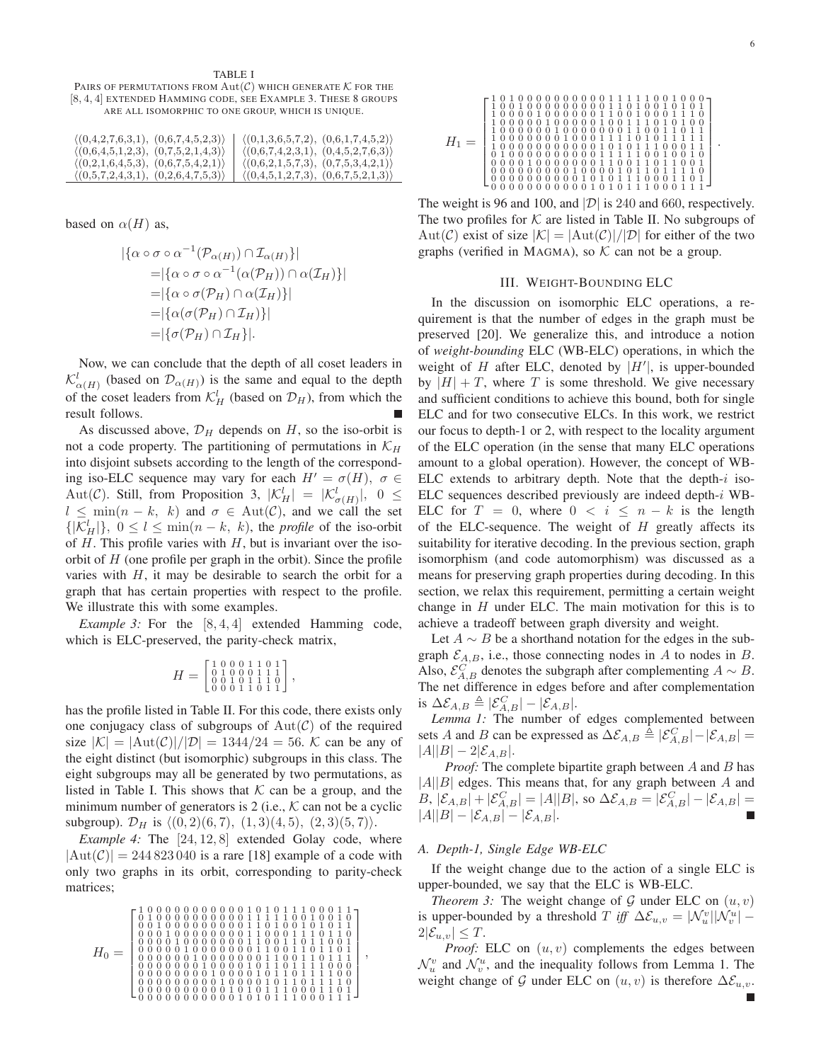TABLE I

PAIRS OF PERMUTATIONS FROM $\mathrm{Aut}(\mathcal{C})$ WHICH GENERATE $\mathcal{K}$ FOR THE $[8,4,4]$ EXTENDED HAMMING CODE, SEE EXAMPLE 3. THESE 8 GROUPS ARE ALL ISOMORPHIC TO ONE GROUP, WHICH IS UNIQUE.

| | |
|---|---|
| $\langle(0,4,2,7,6,3,1),\ (0,6,7,4,5,2,3)\rangle$ | $\langle(0,1,3,6,5,7,2),\ (0,6,1,7,4,5,2)\rangle$ |
| $\langle(0,6,4,5,1,2,3),\ (0,7,5,2,1,4,3)\rangle$ | $\langle(0,6,7,4,2,3,1),\ (0,4,5,2,7,6,3)\rangle$ |
| $\langle(0,2,1,6,4,5,3),\ (0,6,7,5,4,2,1)\rangle$ | $\langle(0,6,2,1,5,7,3),\ (0,7,5,3,4,2,1)\rangle$ |
| $\langle(0,5,7,2,4,3,1),\ (0,2,6,4,7,5,3)\rangle$ | $\langle(0,4,5,1,2,7,3),\ (0,6,7,5,2,1,3)\rangle$ |

based on $\alpha(H)$ as,

$$
\begin{aligned}
&|\{\alpha\circ\sigma\circ\alpha^{-1}(\mathcal{P}_{\alpha(H)})\cap\mathcal{I}_{\alpha(H)}\}| \\
=&|\{\alpha\circ\sigma\circ\alpha^{-1}(\alpha(\mathcal{P}_H))\cap\alpha(\mathcal{I}_H)\}| \\
=&|\{\alpha\circ\sigma(\mathcal{P}_H)\cap\alpha(\mathcal{I}_H)\}| \\
=&|\{\alpha(\sigma(\mathcal{P}_H)\cap\mathcal{I}_H)\}| \\
=&|\{\sigma(\mathcal{P}_H)\cap\mathcal{I}_H\}|.
\end{aligned}
$$

Now, we can conclude that the depth of all coset leaders in $\mathcal{K}^l_{\alpha(H)}$ (based on $\mathcal{D}_{\alpha(H)}$) is the same and equal to the depth of the coset leaders from $\mathcal{K}^l_H$ (based on $\mathcal{D}_H$), from which the result follows. ∎

As discussed above, $\mathcal{D}_H$ depends on $H$, so the iso-orbit is not a code property. The partitioning of permutations in $\mathcal{K}_H$ into disjoint subsets according to the length of the corresponding iso-ELC sequence may vary for each $H'=\sigma(H)$, $\sigma\in\mathrm{Aut}(\mathcal{C})$. Still, from Proposition 3, $|\mathcal{K}^l_H|=|\mathcal{K}^l_{\sigma(H)}|$, $0\leq l\leq\min(n-k,\ k)$ and $\sigma\in\mathrm{Aut}(\mathcal{C})$, and we call the set $\{|\mathcal{K}^l_H|\}$, $0\leq l\leq\min(n-k,\ k)$, the *profile* of the iso-orbit of $H$. This profile varies with $H$, but is invariant over the iso-orbit of $H$ (one profile per graph in the orbit). Since the profile varies with $H$, it may be desirable to search the orbit for a graph that has certain properties with respect to the profile. We illustrate this with some examples.

*Example 3:* For the $[8,4,4]$ extended Hamming code, which is ELC-preserved, the parity-check matrix,

$$
H=\begin{bmatrix}
1&0&0&0&1&1&0&1\\
0&1&0&0&0&1&1&1\\
0&0&1&0&1&1&1&0\\
0&0&0&1&1&0&1&1
\end{bmatrix},
$$

has the profile listed in Table II. For this code, there exists only one conjugacy class of subgroups of $\mathrm{Aut}(\mathcal{C})$ of the required size $|\mathcal{K}|=|\mathrm{Aut}(\mathcal{C})|/|\mathcal{D}|=1344/24=56$. $\mathcal{K}$ can be any of the eight distinct (but isomorphic) subgroups in this class. The eight subgroups may all be generated by two permutations, as listed in Table I. This shows that $\mathcal{K}$ can be a group, and the minimum number of generators is 2 (i.e., $\mathcal{K}$ can not be a cyclic subgroup). $\mathcal{D}_H$ is $\langle(0,2)(6,7),\ (1,3)(4,5),\ (2,3)(5,7)\rangle$.

*Example 4:* The $[24,12,8]$ extended Golay code, where $|\mathrm{Aut}(\mathcal{C})|=244\,823\,040$ is a rare [18] example of a code with only two graphs in its orbit, corresponding to parity-check matrices;

$$
H_0=\begin{bmatrix}
1&0&0&0&0&0&0&0&0&0&0&0&0&1&0&1&0&1&1&1&0&0&0&1&1\\
0&1&0&0&0&0&0&0&0&0&0&0&0&1&1&1&1&1&0&0&1&0&0&1&0\\
0&0&1&0&0&0&0&0&0&0&0&0&0&1&1&0&1&0&0&1&0&1&0&1&1\\
0&0&0&1&0&0&0&0&0&0&0&0&0&1&1&0&0&0&1&1&1&0&1&1&0\\
0&0&0&0&1&0&0&0&0&0&0&0&0&1&1&0&0&1&1&0&1&1&0&0&1\\
0&0&0&0&0&1&0&0&0&0&0&0&0&1&1&0&0&1&1&0&1&1&0&1&1\\
0&0&0&0&0&0&1&0&0&0&0&0&0&0&1&1&0&0&1&1&0&1&1&1&1\\
0&0&0&0&0&0&0&1&0&0&0&0&1&0&1&1&0&1&1&1&1&0&0&0&0\\
0&0&0&0&0&0&0&0&1&0&0&0&0&1&0&1&1&0&1&1&1&1&0&0&0\\
0&0&0&0&0&0&0&0&0&1&0&0&0&0&1&0&1&1&0&1&1&1&1&0&0\\
0&0&0&0&0&0&0&0&0&0&1&0&0&0&0&1&0&1&1&0&1&1&1&1&0\\
0&0&0&0&0&0&0&0&0&0&0&1&0&1&0&1&0&1&1&1&0&0&0&1&1
\end{bmatrix},
$$

$$
H_1=\begin{bmatrix}
1&0&1&0&0&0&0&0&0&0&0&0&0&0&1&1&1&1&1&0&0&1&0&0&0\\
1&0&0&1&0&0&0&0&0&0&0&0&0&0&1&1&0&1&0&0&1&0&1&0&1\\
1&0&0&0&0&1&0&0&0&0&0&0&0&1&1&0&0&1&0&0&0&1&1&1&0\\
1&0&0&0&0&0&1&0&0&0&0&0&1&0&0&1&1&1&0&1&0&1&0&0&0\\
1&0&0&0&0&0&0&1&0&0&0&0&0&0&0&1&1&0&0&1&1&0&1&1&1\\
1&0&0&0&0&0&0&0&0&1&0&0&0&1&1&1&1&0&1&0&1&1&1&1&1\\
1&0&0&0&0&0&0&0&0&0&0&0&1&0&1&0&1&1&1&0&0&0&1&1&1\\
0&1&0&0&0&0&0&0&0&0&0&0&0&1&1&1&1&1&0&0&1&0&0&1&0\\
0&0&0&0&1&0&0&0&0&0&0&0&1&1&0&0&1&1&0&1&1&0&0&1&0\\
0&0&0&0&0&0&0&0&0&0&1&0&0&0&0&1&0&1&1&0&1&1&1&1&0\\
0&0&0&0&0&0&0&0&0&0&0&0&1&0&1&0&1&1&1&0&0&0&1&1&1\\
0&0&0&0&0&0&0&0&0&0&0&0&1&0&1&0&1&1&1&0&0&0&1&1&1
\end{bmatrix}.
$$

The weight is 96 and 100, and $|\mathcal{D}|$ is 240 and 660, respectively. The two profiles for $\mathcal{K}$ are listed in Table II. No subgroups of $\mathrm{Aut}(\mathcal{C})$ exist of size $|\mathcal{K}|=|\mathrm{Aut}(\mathcal{C})|/|\mathcal{D}|$ for either of the two graphs (verified in MAGMA), so $\mathcal{K}$ can not be a group.

## III. WEIGHT-BOUNDING ELC

In the discussion on isomorphic ELC operations, a requirement is that the number of edges in the graph must be preserved [20]. We generalize this, and introduce a notion of *weight-bounding* ELC (WB-ELC) operations, in which the weight of $H$ after ELC, denoted by $|H'|$, is upper-bounded by $|H|+T$, where $T$ is some threshold. We give necessary and sufficient conditions to achieve this bound, both for single ELC and for two consecutive ELCs. In this work, we restrict our focus to depth-1 or 2, with respect to the locality argument of the ELC operation (in the sense that many ELC operations amount to a global operation). However, the concept of WB-ELC extends to arbitrary depth. Note that the depth-$i$ iso-ELC sequences described previously are indeed depth-$i$ WB-ELC for $T=0$, where $0<i\leq n-k$ is the length of the ELC-sequence. The weight of $H$ greatly affects its suitability for iterative decoding. In the previous section, graph isomorphism (and code automorphism) was discussed as a means for preserving graph properties during decoding. In this section, we relax this requirement, permitting a certain weight change in $H$ under ELC. The main motivation for this is to achieve a tradeoff between graph diversity and weight.

Let $A\sim B$ be a shorthand notation for the edges in the subgraph $\mathcal{E}_{A,B}$, i.e., those connecting nodes in $A$ to nodes in $B$. Also, $\mathcal{E}^C_{A,B}$ denotes the subgraph after complementing $A\sim B$. The net difference in edges before and after complementation is $\Delta\mathcal{E}_{A,B}\triangleq|\mathcal{E}^C_{A,B}|-|\mathcal{E}_{A,B}|$.

*Lemma 1:* The number of edges complemented between sets $A$ and $B$ can be expressed as $\Delta\mathcal{E}_{A,B}\triangleq|\mathcal{E}^C_{A,B}|-|\mathcal{E}_{A,B}|=|A||B|-2|\mathcal{E}_{A,B}|$.

*Proof:* The complete bipartite graph between $A$ and $B$ has $|A||B|$ edges. This means that, for any graph between $A$ and $B$, $|\mathcal{E}_{A,B}|+|\mathcal{E}^C_{A,B}|=|A||B|$, so $\Delta\mathcal{E}_{A,B}=|\mathcal{E}^C_{A,B}|-|\mathcal{E}_{A,B}|=|A||B|-|\mathcal{E}_{A,B}|-|\mathcal{E}_{A,B}|$. ∎

### A. Depth-1, Single Edge WB-ELC

If the weight change due to the action of a single ELC is upper-bounded, we say that the ELC is WB-ELC.

*Theorem 3:* The weight change of $\mathcal{G}$ under ELC on $(u,v)$ is upper-bounded by a threshold $T$ *iff* $\Delta\mathcal{E}_{u,v}=|\mathcal{N}^v_u||\mathcal{N}^u_v|-2|\mathcal{E}_{u,v}|\leq T$.

*Proof:* ELC on $(u,v)$ complements the edges between $\mathcal{N}^v_u$ and $\mathcal{N}^u_v$, and the inequality follows from Lemma 1. The weight change of $\mathcal{G}$ under ELC on $(u,v)$ is therefore $\Delta\mathcal{E}_{u,v}$. ∎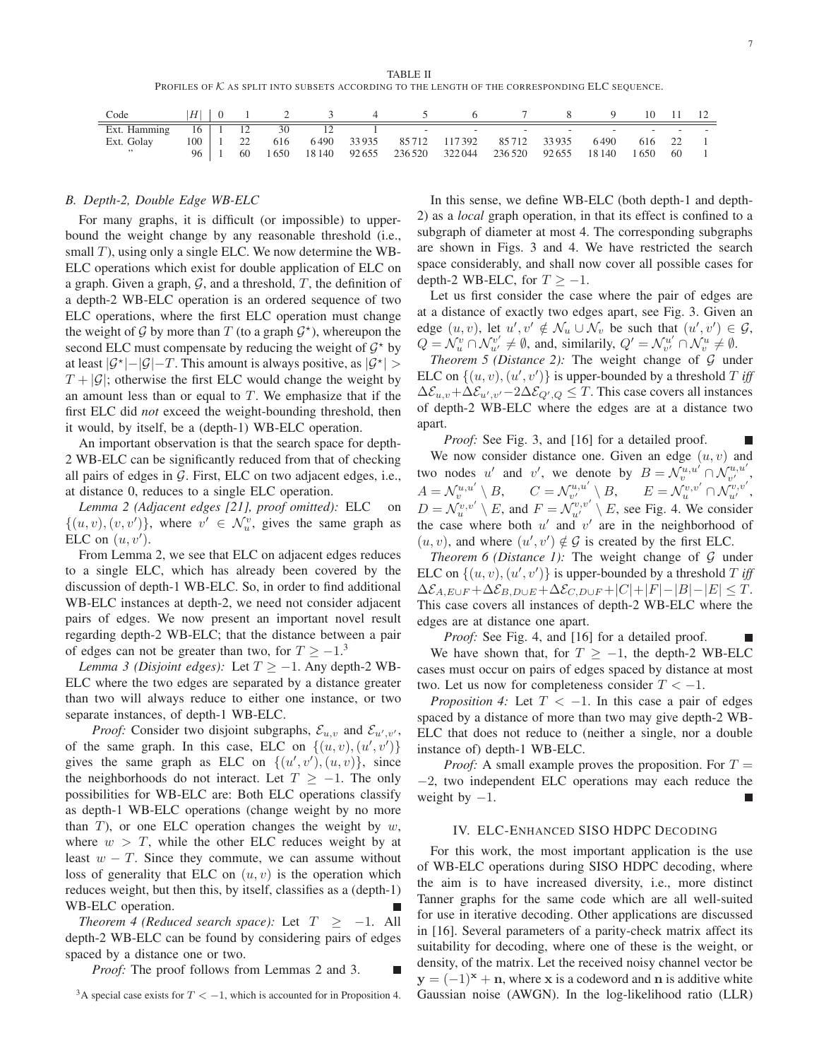TABLE II

PROFILES OF $\mathcal{K}$ AS SPLIT INTO SUBSETS ACCORDING TO THE LENGTH OF THE CORRESPONDING ELC SEQUENCE.

| Code | $\|H\|$ | 0 | 1 | 2 | 3 | 4 | 5 | 6 | 7 | 8 | 9 | 10 | 11 | 12 |
|---|---|---|---|---|---|---|---|---|---|---|---|---|---|---|
| Ext. Hamming | 16 | 1 | 12 | 30 | 12 | 1 | - | - | - | - | - | - | - | - |
| Ext. Golay | 100 | 1 | 22 | 616 | 6 490 | 33 935 | 85 712 | 117 392 | 85 712 | 33 935 | 6 490 | 616 | 22 | 1 |
| ” | 96 | 1 | 60 | 1 650 | 18 140 | 92 655 | 236 520 | 322 044 | 236 520 | 92 655 | 18 140 | 1 650 | 60 | 1 |

### B. Depth-2, Double Edge WB-ELC

For many graphs, it is difficult (or impossible) to upper-bound the weight change by any reasonable threshold (i.e., small $T$), using only a single ELC. We now determine the WB-ELC operations which exist for double application of ELC on a graph. Given a graph, $\mathcal{G}$, and a threshold, $T$, the definition of a depth-2 WB-ELC operation is an ordered sequence of two ELC operations, where the first ELC operation must change the weight of $\mathcal{G}$ by more than $T$ (to a graph $\mathcal{G}^\star$), whereupon the second ELC must compensate by reducing the weight of $\mathcal{G}^\star$ by at least $|\mathcal{G}^\star|-|\mathcal{G}|-T$. This amount is always positive, as $|\mathcal{G}^\star| > T+|\mathcal{G}|$; otherwise the first ELC would change the weight by an amount less than or equal to $T$. We emphasize that if the first ELC did *not* exceed the weight-bounding threshold, then it would, by itself, be a (depth-1) WB-ELC operation.

An important observation is that the search space for depth-2 WB-ELC can be significantly reduced from that of checking all pairs of edges in $\mathcal{G}$. First, ELC on two adjacent edges, i.e., at distance 0, reduces to a single ELC operation.

*Lemma 2 (Adjacent edges [21], proof omitted):* ELC on $\{(u,v),(v,v')\}$, where $v' \in \mathcal{N}_u^v$, gives the same graph as ELC on $(u,v')$.

From Lemma 2, we see that ELC on adjacent edges reduces to a single ELC, which has already been covered by the discussion of depth-1 WB-ELC. So, in order to find additional WB-ELC instances at depth-2, we need not consider adjacent pairs of edges. We now present an important novel result regarding depth-2 WB-ELC; that the distance between a pair of edges can not be greater than two, for $T \geq -1$.[3]

*Lemma 3 (Disjoint edges):* Let $T \geq -1$. Any depth-2 WB-ELC where the two edges are separated by a distance greater than two will always reduce to either one instance, or two separate instances, of depth-1 WB-ELC.

*Proof:* Consider two disjoint subgraphs, $\mathcal{E}_{u,v}$ and $\mathcal{E}_{u',v'}$, of the same graph. In this case, ELC on $\{(u,v),(u',v')\}$ gives the same graph as ELC on $\{(u',v'),(u,v)\}$, since the neighborhoods do not interact. Let $T \geq -1$. The only possibilities for WB-ELC are: Both ELC operations classify as depth-1 WB-ELC operations (change weight by no more than $T$), or one ELC operation changes the weight by $w$, where $w > T$, while the other ELC reduces weight by at least $w-T$. Since they commute, we can assume without loss of generality that ELC on $(u,v)$ is the operation which reduces weight, but then this, by itself, classifies as a (depth-1) WB-ELC operation. ■

*Theorem 4 (Reduced search space):* Let $T \geq -1$. All depth-2 WB-ELC can be found by considering pairs of edges spaced by a distance one or two.

*Proof:* The proof follows from Lemmas 2 and 3. ■

In this sense, we define WB-ELC (both depth-1 and depth-2) as a *local* graph operation, in that its effect is confined to a subgraph of diameter at most 4. The corresponding subgraphs are shown in Figs. 3 and 4. We have restricted the search space considerably, and shall now cover all possible cases for depth-2 WB-ELC, for $T \geq -1$.

Let us first consider the case where the pair of edges are at a distance of exactly two edges apart, see Fig. 3. Given an edge $(u,v)$, let $u',v' \notin \mathcal{N}_u \cup \mathcal{N}_v$ be such that $(u',v') \in \mathcal{G}$, $Q = \mathcal{N}_u^v \cap \mathcal{N}_{u'}^{v'} \neq \emptyset$, and, similarly, $Q' = \mathcal{N}_{v'}^{u'} \cap \mathcal{N}_v^u \neq \emptyset$.

*Theorem 5 (Distance 2):* The weight change of $\mathcal{G}$ under ELC on $\{(u,v),(u',v')\}$ is upper-bounded by a threshold $T$ *iff* $\Delta\mathcal{E}_{u,v}+\Delta\mathcal{E}_{u',v'}-2\Delta\mathcal{E}_{Q',Q} \leq T$. This case covers all instances of depth-2 WB-ELC where the edges are at a distance two apart.

*Proof:* See Fig. 3, and [16] for a detailed proof. ■

We now consider distance one. Given an edge $(u,v)$ and two nodes $u'$ and $v'$, we denote by $B = \mathcal{N}_v^{u,u'} \cap \mathcal{N}_{v'}^{u,u'}$, $A = \mathcal{N}_v^{u,u'} \setminus B$, $C = \mathcal{N}_{v'}^{u,u'} \setminus B$, $E = \mathcal{N}_u^{v,v'} \cap \mathcal{N}_{u'}^{v,v'}$, $D = \mathcal{N}_u^{v,v'} \setminus E$, and $F = \mathcal{N}_{u'}^{v,v'} \setminus E$, see Fig. 4. We consider the case where both $u'$ and $v'$ are in the neighborhood of $(u,v)$, and where $(u',v') \notin \mathcal{G}$ is created by the first ELC.

*Theorem 6 (Distance 1):* The weight change of $\mathcal{G}$ under ELC on $\{(u,v),(u',v')\}$ is upper-bounded by a threshold $T$ *iff* $\Delta\mathcal{E}_{A,E\cup F}+\Delta\mathcal{E}_{B,D\cup E}+\Delta\mathcal{E}_{C,D\cup F}+|C|+|F|-|B|-|E| \leq T$. This case covers all instances of depth-2 WB-ELC where the edges are at distance one apart.

*Proof:* See Fig. 4, and [16] for a detailed proof. ■

We have shown that, for $T \geq -1$, the depth-2 WB-ELC cases must occur on pairs of edges spaced by distance at most two. Let us now for completeness consider $T < -1$.

*Proposition 4:* Let $T < -1$. In this case a pair of edges spaced by a distance of more than two may give depth-2 WB-ELC that does not reduce to (neither a single, nor a double instance of) depth-1 WB-ELC.

*Proof:* A small example proves the proposition. For $T = -2$, two independent ELC operations may each reduce the weight by $-1$. ■

## IV. ELC-Enhanced SISO HDPC Decoding

For this work, the most important application is the use of WB-ELC operations during SISO HDPC decoding, where the aim is to have increased diversity, i.e., more distinct Tanner graphs for the same code which are all well-suited for use in iterative decoding. Other applications are discussed in [16]. Several parameters of a parity-check matrix affect its suitability for decoding, where one of these is the weight, or density, of the matrix. Let the received noisy channel vector be $\mathbf{y} = (-1)^{\mathbf{x}} + \mathbf{n}$, where $\mathbf{x}$ is a codeword and $\mathbf{n}$ is additive white Gaussian noise (AWGN). In the log-likelihood ratio (LLR)

[3] A special case exists for $T < -1$, which is accounted for in Proposition 4.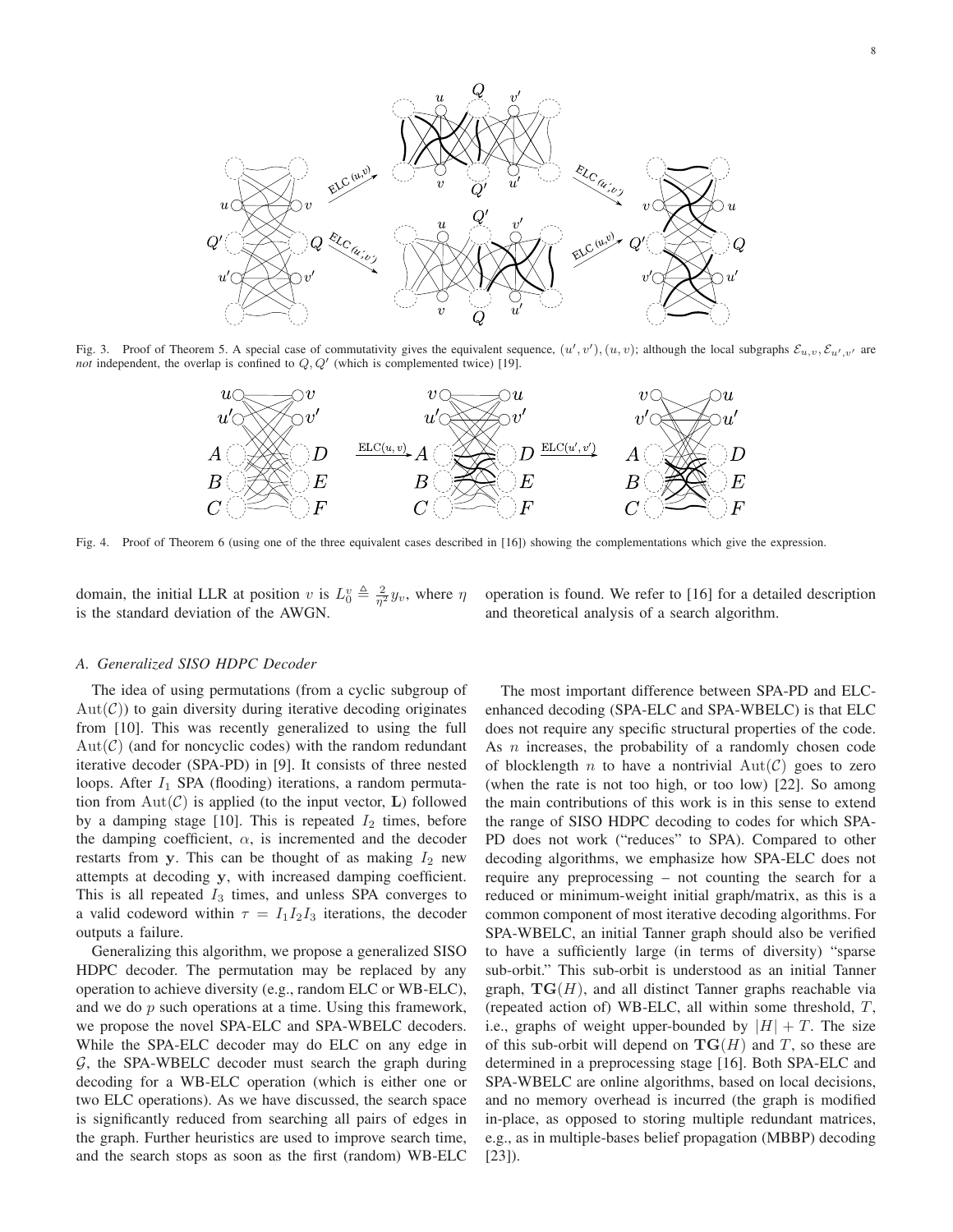Fig. 3. Proof of Theorem 5. A special case of commutativity gives the equivalent sequence, $(u', v'), (u, v)$; although the local subgraphs $\mathcal{E}_{u,v}, \mathcal{E}_{u',v'}$ are *not* independent, the overlap is confined to $Q, Q'$ (which is complemented twice) [19].

Fig. 4. Proof of Theorem 6 (using one of the three equivalent cases described in [16]) showing the complementations which give the expression.

domain, the initial LLR at position $v$ is $L_0^v \triangleq \frac{2}{\eta^2} y_v$, where $\eta$ is the standard deviation of the AWGN.

### A. Generalized SISO HDPC Decoder

The idea of using permutations (from a cyclic subgroup of $\mathrm{Aut}(\mathcal{C})$) to gain diversity during iterative decoding originates from [10]. This was recently generalized to using the full $\mathrm{Aut}(\mathcal{C})$ (and for noncyclic codes) with the random redundant iterative decoder (SPA-PD) in [9]. It consists of three nested loops. After $I_1$ SPA (flooding) iterations, a random permutation from $\mathrm{Aut}(\mathcal{C})$ is applied (to the input vector, $\mathbf{L}$) followed by a damping stage [10]. This is repeated $I_2$ times, before the damping coefficient, $\alpha$, is incremented and the decoder restarts from $\mathbf{y}$. This can be thought of as making $I_2$ new attempts at decoding $\mathbf{y}$, with increased damping coefficient. This is all repeated $I_3$ times, and unless SPA converges to a valid codeword within $\tau = I_1 I_2 I_3$ iterations, the decoder outputs a failure.

Generalizing this algorithm, we propose a generalized SISO HDPC decoder. The permutation may be replaced by any other operation to achieve diversity (e.g., random ELC or WB-ELC), and we do $p$ such operations at a time. Using this framework, we propose the novel SPA-ELC and SPA-WBELC decoders. While the SPA-ELC decoder may do ELC on any edge in $\mathcal{G}$, the SPA-WBELC decoder must search the graph during decoding for a WB-ELC operation (which is either one or two ELC operations). As we have discussed, the search space is significantly reduced from searching all pairs of edges in the graph. Further heuristics are used to improve search time, and the search stops as soon as the first (random) WB-ELC operation is found. We refer to [16] for a detailed description and theoretical analysis of a search algorithm.

The most important difference between SPA-PD and ELC-enhanced decoding (SPA-ELC and SPA-WBELC) is that ELC does not require any specific structural properties of the code. As $n$ increases, the probability of a randomly chosen code of blocklength $n$ to have a nontrivial $\mathrm{Aut}(\mathcal{C})$ goes to zero (when the rate is not too high, or too low) [22]. So among the main contributions of this work is in this sense to extend the range of SISO HDPC decoding to codes for which SPA-PD does not work ("reduces" to SPA). Compared to other decoding algorithms, we emphasize how SPA-ELC does not require any preprocessing – not counting the search for a reduced or minimum-weight initial graph/matrix, as this is a common component of most iterative decoding algorithms. For SPA-WBELC, an initial Tanner graph should also be verified to have a sufficiently large (in terms of diversity) "sparse sub-orbit." This sub-orbit is understood as an initial Tanner graph, $\mathbf{TG}(H)$, and all distinct Tanner graphs reachable via (repeated action of) WB-ELC, all within some threshold, $T$, i.e., graphs of weight upper-bounded by $|H| + T$. The size of this sub-orbit will depend on $\mathbf{TG}(H)$ and $T$, so these are determined in a preprocessing stage [16]. Both SPA-ELC and SPA-WBELC are online algorithms, based on local decisions, and no memory overhead is incurred (the graph is modified in-place, as opposed to storing multiple redundant matrices, e.g., as in multiple-bases belief propagation (MBBP) decoding [23]).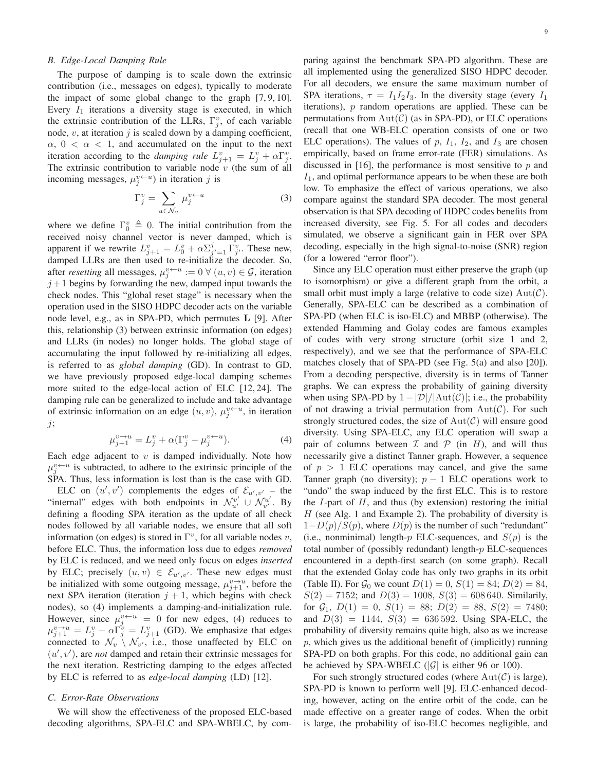### B. Edge-Local Damping Rule

The purpose of damping is to scale down the extrinsic contribution (i.e., messages on edges), typically to moderate the impact of some global change to the graph [7, 9, 10]. Every $I_1$ iterations a diversity stage is executed, in which the extrinsic contribution of the LLRs, $\Gamma_j^v$, of each variable node, $v$, at iteration $j$ is scaled down by a damping coefficient, $\alpha$, $0 < \alpha < 1$, and accumulated on the input to the next iteration according to the *damping rule* $L_{j+1}^v = L_j^v + \alpha\Gamma_j^v$. The extrinsic contribution to variable node $v$ (the sum of all incoming messages, $\mu_j^{v\leftarrow u}$) in iteration $j$ is

$$\Gamma_j^v = \sum_{u\in\mathcal{N}_v} \mu_j^{v\leftarrow u} \tag{3}$$

where we define $\Gamma_0^v \triangleq 0$. The initial contribution from the received noisy channel vector is never damped, which is apparent if we rewrite $L_{j+1}^v = L_0^v + \alpha\Sigma_{j'=1}^{j}\Gamma_{j'}^v$. These new, damped LLRs are then used to re-initialize the decoder. So, after *resetting* all messages, $\mu_j^{v\leftarrow u} := 0 \;\forall\; (u,v) \in \mathcal{G}$, iteration $j+1$ begins by forwarding the new, damped input towards the check nodes. This "global reset stage" is necessary when the operation used in the SISO HDPC decoder acts on the variable node level, e.g., as in SPA-PD, which permutes $\mathbf{L}$ [9]. After this, relationship (3) between extrinsic information (on edges) and LLRs (in nodes) no longer holds. The global stage of accumulating the input followed by re-initializing all edges, is referred to as *global damping* (GD). In contrast to GD, we have previously proposed edge-local damping schemes more suited to the edge-local action of ELC [12, 24]. The damping rule can be generalized to include and take advantage of extrinsic information on an edge $(u, v)$, $\mu_j^{v\leftarrow u}$, in iteration $j$;

$$\mu_{j+1}^{v\rightarrow u} = L_j^v + \alpha(\Gamma_j^v - \mu_j^{v\leftarrow u}). \tag{4}$$

Each edge adjacent to $v$ is damped individually. Note how $\mu_j^{v\leftarrow u}$ is subtracted, to adhere to the extrinsic principle of the SPA. Thus, less information is lost than is the case with GD.

ELC on $(u', v')$ complements the edges of $\mathcal{E}_{u',v'}$ – the "internal" edges with both endpoints in $\mathcal{N}_{u'}^{v'} \cup \mathcal{N}_{v'}^{u'}$. By defining a flooding SPA iteration as the update of all check nodes followed by all variable nodes, we ensure that all soft information (on edges) is stored in $\Gamma^v$, for all variable nodes $v$, before ELC. Thus, the information loss due to edges *removed* by ELC is reduced, and we need only focus on edges *inserted* by ELC; precisely $(u, v) \in \mathcal{E}_{u',v'}$. These new edges must be initialized with some outgoing message, $\mu_{j+1}^{v\rightarrow u}$, before the next SPA iteration (iteration $j + 1$, which begins with check nodes), so (4) implements a damping-and-initialization rule. However, since $\mu_j^{v\leftarrow u} = 0$ for new edges, (4) reduces to $\mu_{j+1}^{v\rightarrow u} = L_j^v + \alpha\Gamma_j^v = L_{j+1}^v$ (GD). We emphasize that edges connected to $\mathcal{N}_v \setminus \mathcal{N}_{v'}$, i.e., those unaffected by ELC on $(u', v')$, are *not* damped and retain their extrinsic messages for the next iteration. Restricting damping to the edges affected by ELC is referred to as *edge-local damping* (LD) [12].

### C. Error-Rate Observations

We will show the effectiveness of the proposed ELC-based decoding algorithms, SPA-ELC and SPA-WBELC, by comparing against the benchmark SPA-PD algorithm. These are all implemented using the generalized SISO HDPC decoder. For all decoders, we ensure the same maximum number of SPA iterations, $\tau = I_1 I_2 I_3$. In the diversity stage (every $I_1$ iterations), $p$ random operations are applied. These can be permutations from $\mathrm{Aut}(\mathcal{C})$ (as in SPA-PD), or ELC operations (recall that one WB-ELC operation consists of one or two ELC operations). The values of $p$, $I_1$, $I_2$, and $I_3$ are chosen empirically, based on frame error-rate (FER) simulations. As discussed in [16], the performance is most sensitive to $p$ and $I_1$, and optimal performance appears to be when these are both low. To emphasize the effect of various operations, we also compare against the standard SPA decoder. The most general observation is that SPA decoding of HDPC codes benefits from increased diversity, see Fig. 5. For all codes and decoders simulated, we observe a significant gain in FER over SPA decoding, especially in the high signal-to-noise (SNR) region (for a lowered "error floor").

Since any ELC operation must either preserve the graph (up to isomorphism) or give a different graph from the orbit, a small orbit must imply a large (relative to code size) $\mathrm{Aut}(\mathcal{C})$. Generally, SPA-ELC can be described as a combination of SPA-PD (when ELC is iso-ELC) and MBBP (otherwise). The extended Hamming and Golay codes are famous examples of codes with very strong structure (orbit size 1 and 2, respectively), and we see that the performance of SPA-ELC matches closely that of SPA-PD (see Fig. 5(a) and also [20]). From a decoding perspective, diversity is in terms of Tanner graphs. We can express the probability of gaining diversity when using SPA-PD by $1 - |\mathcal{D}|/|\mathrm{Aut}(\mathcal{C})|$; i.e., the probability of not drawing a trivial permutation from $\mathrm{Aut}(\mathcal{C})$. For such strongly structured codes, the size of $\mathrm{Aut}(\mathcal{C})$ will ensure good diversity. Using SPA-ELC, any ELC operation will swap a pair of columns between $\mathcal{I}$ and $\mathcal{P}$ (in $H$), and will thus necessarily give a distinct Tanner graph. However, a sequence of $p > 1$ ELC operations may cancel, and give the same Tanner graph (no diversity); $p - 1$ ELC operations work to "undo" the swap induced by the first ELC. This is to restore the $I$-part of $H$, and thus (by extension) restoring the initial $H$ (see Alg. 1 and Example 2). The probability of diversity is $1 - D(p)/S(p)$, where $D(p)$ is the number of such "redundant" (i.e., nonminimal) length-$p$ ELC-sequences, and $S(p)$ is the total number of (possibly redundant) length-$p$ ELC-sequences encountered in a depth-first search (on some graph). Recall that the extended Golay code has only two graphs in its orbit (Table II). For $\mathcal{G}_0$ we count $D(1) = 0$, $S(1) = 84$; $D(2) = 84$, $S(2) = 7152$; and $D(3) = 1008$, $S(3) = 608\,640$. Similarly, for $\mathcal{G}_1$, $D(1) = 0$, $S(1) = 88$; $D(2) = 88$, $S(2) = 7480$; and $D(3) = 1144$, $S(3) = 636\,592$. Using SPA-ELC, the probability of diversity remains quite high, also as we increase $p$, which gives us the additional benefit of (implicitly) running SPA-PD on both graphs. For this code, no additional gain can be achieved by SPA-WBELC ($|\mathcal{G}|$ is either 96 or 100).

For such strongly structured codes (where $\mathrm{Aut}(\mathcal{C})$ is large), SPA-PD is known to perform well [9]. ELC-enhanced decoding, however, acting on the entire orbit of the code, can be made effective on a greater range of codes. When the orbit is large, the probability of iso-ELC becomes negligible, and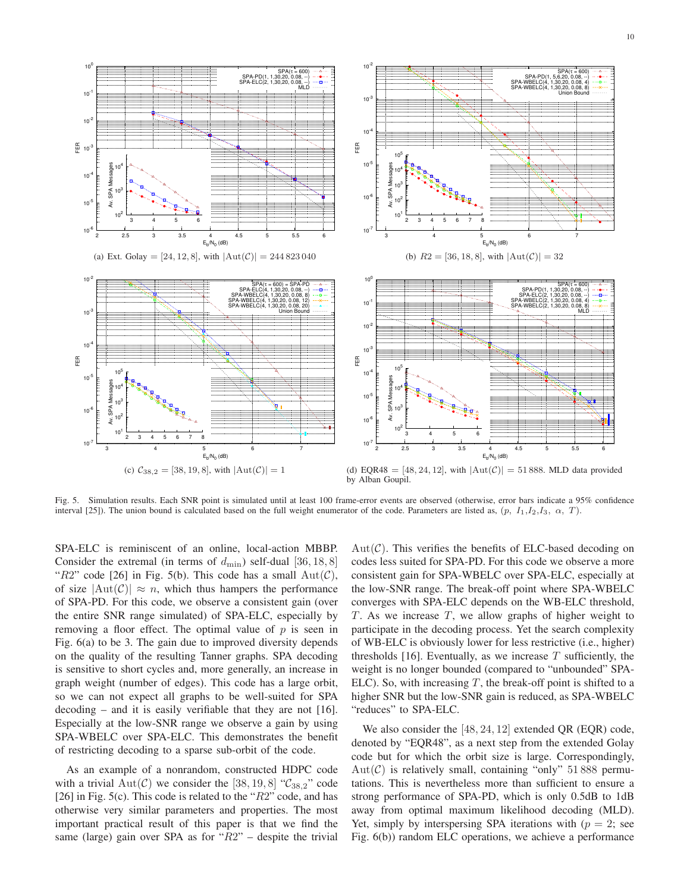(a) Ext. Golay $= [24, 12, 8]$, with $|\text{Aut}(\mathcal{C})| = 244\,823\,040$

(b) $R2 = [36, 18, 8]$, with $|\text{Aut}(\mathcal{C})| = 32$

(c) $\mathcal{C}_{38,2} = [38, 19, 8]$, with $|\text{Aut}(\mathcal{C})| = 1$

(d) EQR48 $= [48, 24, 12]$, with $|\text{Aut}(\mathcal{C})| = 51\,888$. MLD data provided by Alban Goupil.

Fig. 5. Simulation results. Each SNR point is simulated until at least 100 frame-error events are observed (otherwise, error bars indicate a 95% confidence interval [25]). The union bound is calculated based on the full weight enumerator of the code. Parameters are listed as, $(p,\ I_1, I_2, I_3,\ \alpha,\ T)$.

SPA-ELC is reminiscent of an online, local-action MBBP. Consider the extremal (in terms of $d_{\min}$) self-dual $[36, 18, 8]$ "$R2$" code [26] in Fig. 5(b). This code has a small $\text{Aut}(\mathcal{C})$, of size $|\text{Aut}(\mathcal{C})| \approx n$, which thus hampers the performance of SPA-PD. For this code, we observe a consistent gain (over the entire SNR range simulated) of SPA-ELC, especially by removing a floor effect. The optimal value of $p$ is seen in Fig. 6(a) to be 3. The gain due to improved diversity depends on the quality of the resulting Tanner graphs. SPA decoding is sensitive to short cycles and, more generally, an increase in graph weight (number of edges). This code has a large orbit, so we can not expect all graphs to be well-suited for SPA decoding – and it is easily verifiable that they are not [16]. Especially at the low-SNR range we observe a gain by using SPA-WBELC over SPA-ELC. This demonstrates the benefit of restricting decoding to a sparse sub-orbit of the code.

As an example of a nonrandom, constructed HDPC code with a trivial $\text{Aut}(\mathcal{C})$ we consider the $[38, 19, 8]$ "$\mathcal{C}_{38,2}$" code [26] in Fig. 5(c). This code is related to the "$R2$" code, and has otherwise very similar parameters and properties. The most important practical result of this paper is that we find the same (large) gain over SPA as for "$R2$" – despite the trivial $\text{Aut}(\mathcal{C})$. This verifies the benefits of ELC-based decoding on codes less suited for SPA-PD. For this code we observe a more consistent gain for SPA-WBELC over SPA-ELC, especially at the low-SNR range. The break-off point where SPA-WBELC converges with SPA-ELC depends on the WB-ELC threshold, $T$. As we increase $T$, we allow graphs of higher weight to participate in the decoding process. Yet the search complexity of WB-ELC is obviously lower for less restrictive (i.e., higher) thresholds [16]. Eventually, as we increase $T$ sufficiently, the weight is no longer bounded (compared to "unbounded" SPA-ELC). So, with increasing $T$, the break-off point is shifted to a higher SNR but the low-SNR gain is reduced, as SPA-WBELC "reduces" to SPA-ELC.

We also consider the $[48, 24, 12]$ extended QR (EQR) code, denoted by "EQR48", as a next step from the extended Golay code but for which the orbit size is large. Correspondingly, $\text{Aut}(\mathcal{C})$ is relatively small, containing "only" 51 888 permutations. This is nevertheless more than sufficient to ensure a strong performance of SPA-PD, which is only 0.5dB to 1dB away from optimal maximum likelihood decoding (MLD). Yet, simply by interspersing SPA iterations with ($p = 2$; see Fig. 6(b)) random ELC operations, we achieve a performance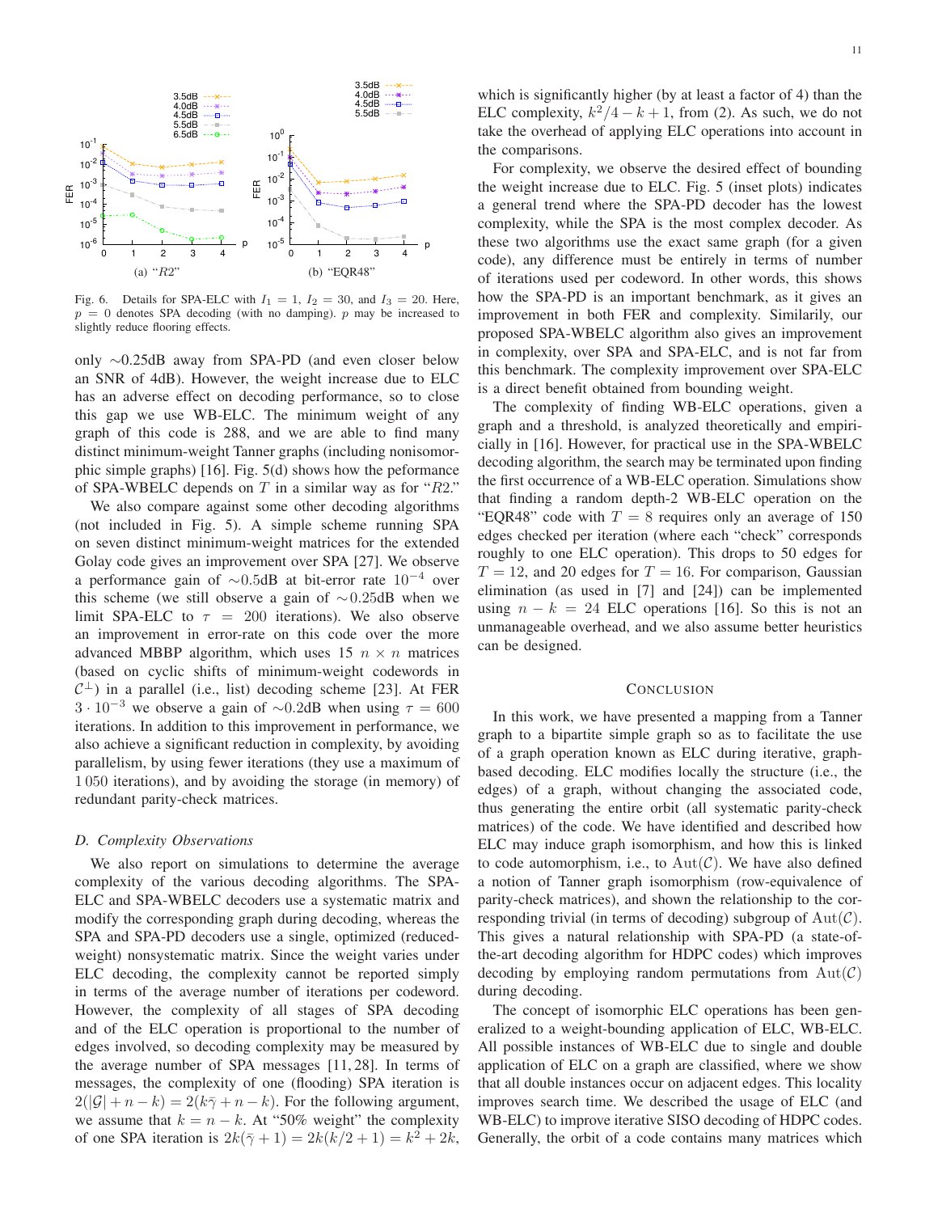Fig. 6. Details for SPA-ELC with $I_1 = 1$, $I_2 = 30$, and $I_3 = 20$. Here, $p = 0$ denotes SPA decoding (with no damping). $p$ may be increased to slightly reduce flooring effects.

only ~0.25dB away from SPA-PD (and even closer below an SNR of 4dB). However, the weight increase due to ELC has an adverse effect on decoding performance, so to close this gap we use WB-ELC. The minimum weight of any graph of this code is 288, and we are able to find many distinct minimum-weight Tanner graphs (including nonisomorphic simple graphs) [16]. Fig. 5(d) shows how the peformance of SPA-WBELC depends on $T$ in a similar way as for "$R2$."

We also compare against some other decoding algorithms (not included in Fig. 5). A simple scheme running SPA on seven distinct minimum-weight matrices for the extended Golay code gives an improvement over SPA [27]. We observe a performance gain of ~0.5dB at bit-error rate $10^{-4}$ over this scheme (we still observe a gain of ~0.25dB when we limit SPA-ELC to $\tau = 200$ iterations). We also observe an improvement in error-rate on this code over the more advanced MBBP algorithm, which uses 15 $n \times n$ matrices (based on cyclic shifts of minimum-weight codewords in $\mathcal{C}^{\perp}$) in a parallel (i.e., list) decoding scheme [23]. At FER $3 \cdot 10^{-3}$ we observe a gain of ~0.2dB when using $\tau = 600$ iterations. In addition to this improvement in performance, we also achieve a significant reduction in complexity, by avoiding parallelism, by using fewer iterations (they use a maximum of 1 050 iterations), and by avoiding the storage (in memory) of redundant parity-check matrices.

### D. Complexity Observations

We also report on simulations to determine the average complexity of the various decoding algorithms. The SPA-ELC and SPA-WBELC decoders use a systematic matrix and modify the corresponding graph during decoding, whereas the SPA and SPA-PD decoders use a single, optimized (reduced-weight) nonsystematic matrix. Since the weight varies under ELC decoding, the complexity cannot be reported simply in terms of the average number of iterations per codeword. However, the complexity of all stages of SPA decoding and of the ELC operation is proportional to the number of edges involved, so decoding complexity may be measured by the average number of SPA messages [11, 28]. In terms of messages, the complexity of one (flooding) SPA iteration is $2(|\mathcal{G}| + n - k) = 2(k\bar{\gamma} + n - k)$. For the following argument, we assume that $k = n - k$. At "50% weight" the complexity of one SPA iteration is $2k(\bar{\gamma} + 1) = 2k(k/2 + 1) = k^2 + 2k$, which is significantly higher (by at least a factor of 4) than the ELC complexity, $k^2/4 - k + 1$, from (2). As such, we do not take the overhead of applying ELC operations into account in the comparisons.

For complexity, we observe the desired effect of bounding the weight increase due to ELC. Fig. 5 (inset plots) indicates a general trend where the SPA-PD decoder has the lowest complexity, while the SPA is the most complex decoder. As these two algorithms use the exact same graph (for a given code), any difference must be entirely in terms of number of iterations used per codeword. In other words, this shows how the SPA-PD is an important benchmark, as it gives an improvement in both FER and complexity. Similarly, our proposed SPA-WBELC algorithm also gives an improvement in complexity, over SPA and SPA-ELC, and is not far from this benchmark. The complexity improvement over SPA-ELC is a direct benefit obtained from bounding weight.

The complexity of finding WB-ELC operations, given a graph and a threshold, is analyzed theoretically and empirically in [16]. However, for practical use in the SPA-WBELC decoding algorithm, the search may be terminated upon finding the first occurrence of a WB-ELC operation. Simulations show that finding a random depth-2 WB-ELC operation on the "EQR48" code with $T = 8$ requires only an average of 150 edges checked per iteration (where each "check" corresponds roughly to one ELC operation). This drops to 50 edges for $T = 12$, and 20 edges for $T = 16$. For comparison, Gaussian elimination (as used in [7] and [24]) can be implemented using $n - k = 24$ ELC operations [16]. So this is not an unmanageable overhead, and we also assume better heuristics can be designed.

## Conclusion

In this work, we have presented a mapping from a Tanner graph to a bipartite simple graph so as to facilitate the use of a graph operation known as ELC during iterative, graph-based decoding. ELC modifies locally the structure (i.e., the edges) of a graph, without changing the associated code, thus generating the entire orbit (all systematic parity-check matrices) of the code. We have identified and described how ELC may induce graph isomorphism, and how this is linked to code automorphism, i.e., to $\mathrm{Aut}(\mathcal{C})$. We have also defined a notion of Tanner graph isomorphism (row-equivalence of parity-check matrices), and shown the relationship to the corresponding trivial (in terms of decoding) subgroup of $\mathrm{Aut}(\mathcal{C})$. This gives a natural relationship with SPA-PD (a state-of-the-art decoding algorithm for HDPC codes) which improves decoding by employing random permutations from $\mathrm{Aut}(\mathcal{C})$ during decoding.

The concept of isomorphic ELC operations has been generalized to a weight-bounding application of ELC, WB-ELC. All possible instances of WB-ELC due to single and double application of ELC on a graph are classified, where we show that all double instances occur on adjacent edges. This locality improves search time. We described the usage of ELC (and WB-ELC) to improve iterative SISO decoding of HDPC codes. Generally, the orbit of a code contains many matrices which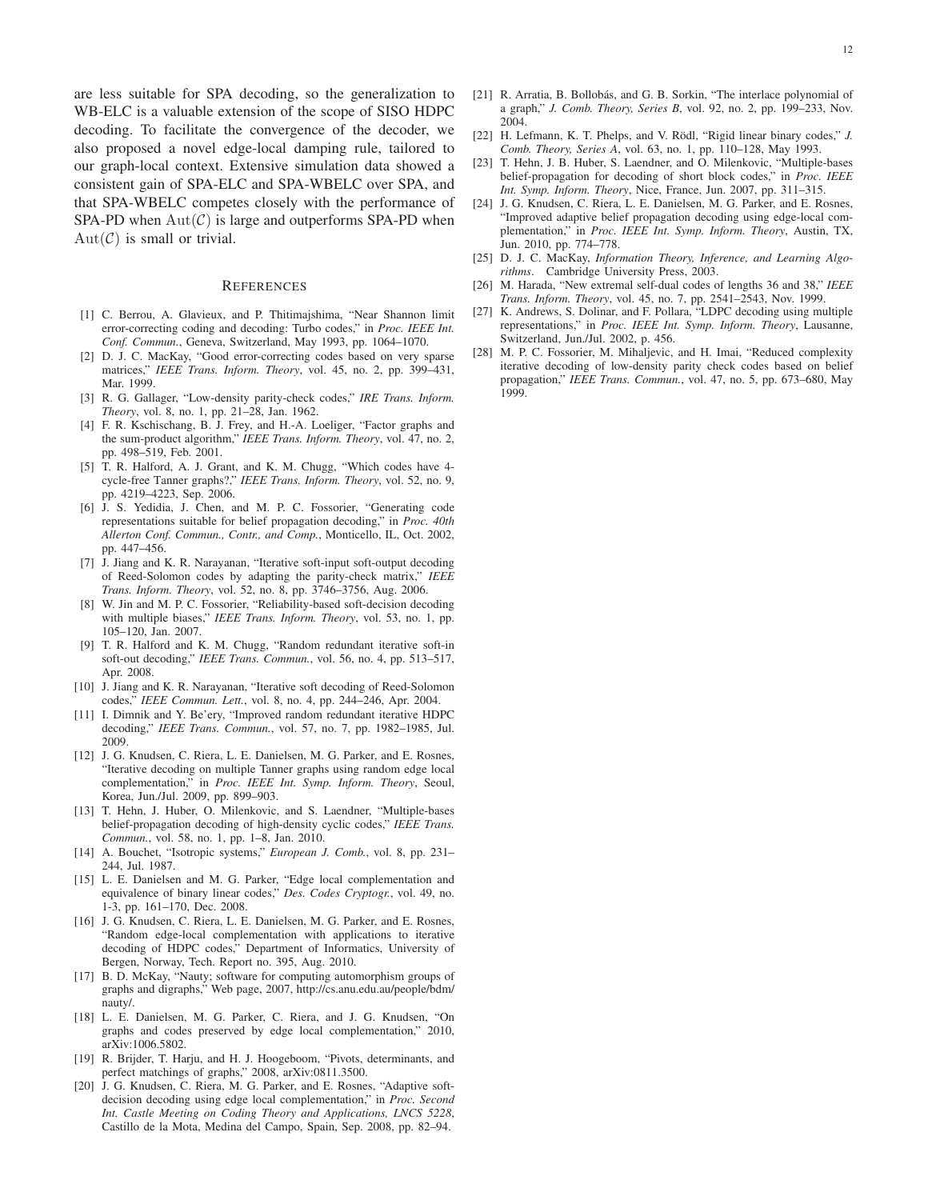are less suitable for SPA decoding, so the generalization to WB-ELC is a valuable extension of the scope of SISO HDPC decoding. To facilitate the convergence of the decoder, we also proposed a novel edge-local damping rule, tailored to our graph-local context. Extensive simulation data showed a consistent gain of SPA-ELC and SPA-WBELC over SPA, and that SPA-WBELC competes closely with the performance of SPA-PD when $\mathrm{Aut}(\mathcal{C})$ is large and outperforms SPA-PD when $\mathrm{Aut}(\mathcal{C})$ is small or trivial.

## References

[1] C. Berrou, A. Glavieux, and P. Thitimajshima, "Near Shannon limit error-correcting coding and decoding: Turbo codes," in *Proc. IEEE Int. Conf. Commun.*, Geneva, Switzerland, May 1993, pp. 1064–1070.

[2] D. J. C. MacKay, "Good error-correcting codes based on very sparse matrices," *IEEE Trans. Inform. Theory*, vol. 45, no. 2, pp. 399–431, Mar. 1999.

[3] R. G. Gallager, "Low-density parity-check codes," *IRE Trans. Inform. Theory*, vol. 8, no. 1, pp. 21–28, Jan. 1962.

[4] F. R. Kschischang, B. J. Frey, and H.-A. Loeliger, "Factor graphs and the sum-product algorithm," *IEEE Trans. Inform. Theory*, vol. 47, no. 2, pp. 498–519, Feb. 2001.

[5] T. R. Halford, A. J. Grant, and K. M. Chugg, "Which codes have 4-cycle-free Tanner graphs?," *IEEE Trans. Inform. Theory*, vol. 52, no. 9, pp. 4219–4223, Sep. 2006.

[6] J. S. Yedidia, J. Chen, and M. P. C. Fossorier, "Generating code representations suitable for belief propagation decoding," in *Proc. 40th Allerton Conf. Commun., Contr., and Comp.*, Monticello, IL, Oct. 2002, pp. 447–456.

[7] J. Jiang and K. R. Narayanan, "Iterative soft-input soft-output decoding of Reed-Solomon codes by adapting the parity-check matrix," *IEEE Trans. Inform. Theory*, vol. 52, no. 8, pp. 3746–3756, Aug. 2006.

[8] W. Jin and M. P. C. Fossorier, "Reliability-based soft-decision decoding with multiple biases," *IEEE Trans. Inform. Theory*, vol. 53, no. 1, pp. 105–120, Jan. 2007.

[9] T. R. Halford and K. M. Chugg, "Random redundant iterative soft-in soft-out decoding," *IEEE Trans. Commun.*, vol. 56, no. 4, pp. 513–517, Apr. 2008.

[10] J. Jiang and K. R. Narayanan, "Iterative soft decoding of Reed-Solomon codes," *IEEE Commun. Lett.*, vol. 8, no. 4, pp. 244–246, Apr. 2004.

[11] I. Dimnik and Y. Be'ery, "Improved random redundant iterative HDPC decoding," *IEEE Trans. Commun.*, vol. 57, no. 7, pp. 1982–1985, Jul. 2009.

[12] J. G. Knudsen, C. Riera, L. E. Danielsen, M. G. Parker, and E. Rosnes, "Iterative decoding on multiple Tanner graphs using random edge local complementation," in *Proc. IEEE Int. Symp. Inform. Theory*, Seoul, Korea, Jun./Jul. 2009, pp. 899–903.

[13] T. Hehn, J. Huber, O. Milenkovic, and S. Laendner, "Multiple-bases belief-propagation decoding of high-density cyclic codes," *IEEE Trans. Commun.*, vol. 58, no. 1, pp. 1–8, Jan. 2010.

[14] A. Bouchet, "Isotropic systems," *European J. Comb.*, vol. 8, pp. 231–244, Jul. 1987.

[15] L. E. Danielsen and M. G. Parker, "Edge local complementation and equivalence of binary linear codes," *Des. Codes Cryptogr.*, vol. 49, no. 1-3, pp. 161–170, Dec. 2008.

[16] J. G. Knudsen, C. Riera, L. E. Danielsen, M. G. Parker, and E. Rosnes, "Random edge-local complementation with applications to iterative decoding of HDPC codes," Department of Informatics, University of Bergen, Norway, Tech. Report no. 395, Aug. 2010.

[17] B. D. McKay, "Nauty; software for computing automorphism groups of graphs and digraphs," Web page, 2007, http://cs.anu.edu.au/people/bdm/nauty/.

[18] L. E. Danielsen, M. G. Parker, C. Riera, and J. G. Knudsen, "On graphs and codes preserved by edge local complementation," 2010, arXiv:1006.5802.

[19] R. Brijder, T. Harju, and H. J. Hoogeboom, "Pivots, determinants, and perfect matchings of graphs," 2008, arXiv:0811.3500.

[20] J. G. Knudsen, C. Riera, M. G. Parker, and E. Rosnes, "Adaptive soft-decision decoding using edge local complementation," in *Proc. Second Int. Castle Meeting on Coding Theory and Applications, LNCS 5228*, Castillo de la Mota, Medina del Campo, Spain, Sep. 2008, pp. 82–94.

[21] R. Arratia, B. Bollobás, and G. B. Sorkin, "The interlace polynomial of a graph," *J. Comb. Theory, Series B*, vol. 92, no. 2, pp. 199–233, Nov. 2004.

[22] H. Lefmann, K. T. Phelps, and V. Rödl, "Rigid linear binary codes," *J. Comb. Theory, Series A*, vol. 63, no. 1, pp. 110–128, May 1993.

[23] T. Hehn, J. B. Huber, S. Laendner, and O. Milenkovic, "Multiple-bases belief-propagation for decoding of short block codes," in *Proc. IEEE Int. Symp. Inform. Theory*, Nice, France, Jun. 2007, pp. 311–315.

[24] J. G. Knudsen, C. Riera, L. E. Danielsen, M. G. Parker, and E. Rosnes, "Improved adaptive belief propagation decoding using edge-local complementation," in *Proc. IEEE Int. Symp. Inform. Theory*, Austin, TX, Jun. 2010, pp. 774–778.

[25] D. J. C. MacKay, *Information Theory, Inference, and Learning Algorithms*. Cambridge University Press, 2003.

[26] M. Harada, "New extremal self-dual codes of lengths 36 and 38," *IEEE Trans. Inform. Theory*, vol. 45, no. 7, pp. 2541–2543, Nov. 1999.

[27] K. Andrews, S. Dolinar, and F. Pollara, "LDPC decoding using multiple representations," in *Proc. IEEE Int. Symp. Inform. Theory*, Lausanne, Switzerland, Jun./Jul. 2002, p. 456.

[28] M. P. C. Fossorier, M. Mihaljevic, and H. Imai, "Reduced complexity iterative decoding of low-density parity check codes based on belief propagation," *IEEE Trans. Commun.*, vol. 47, no. 5, pp. 673–680, May 1999.